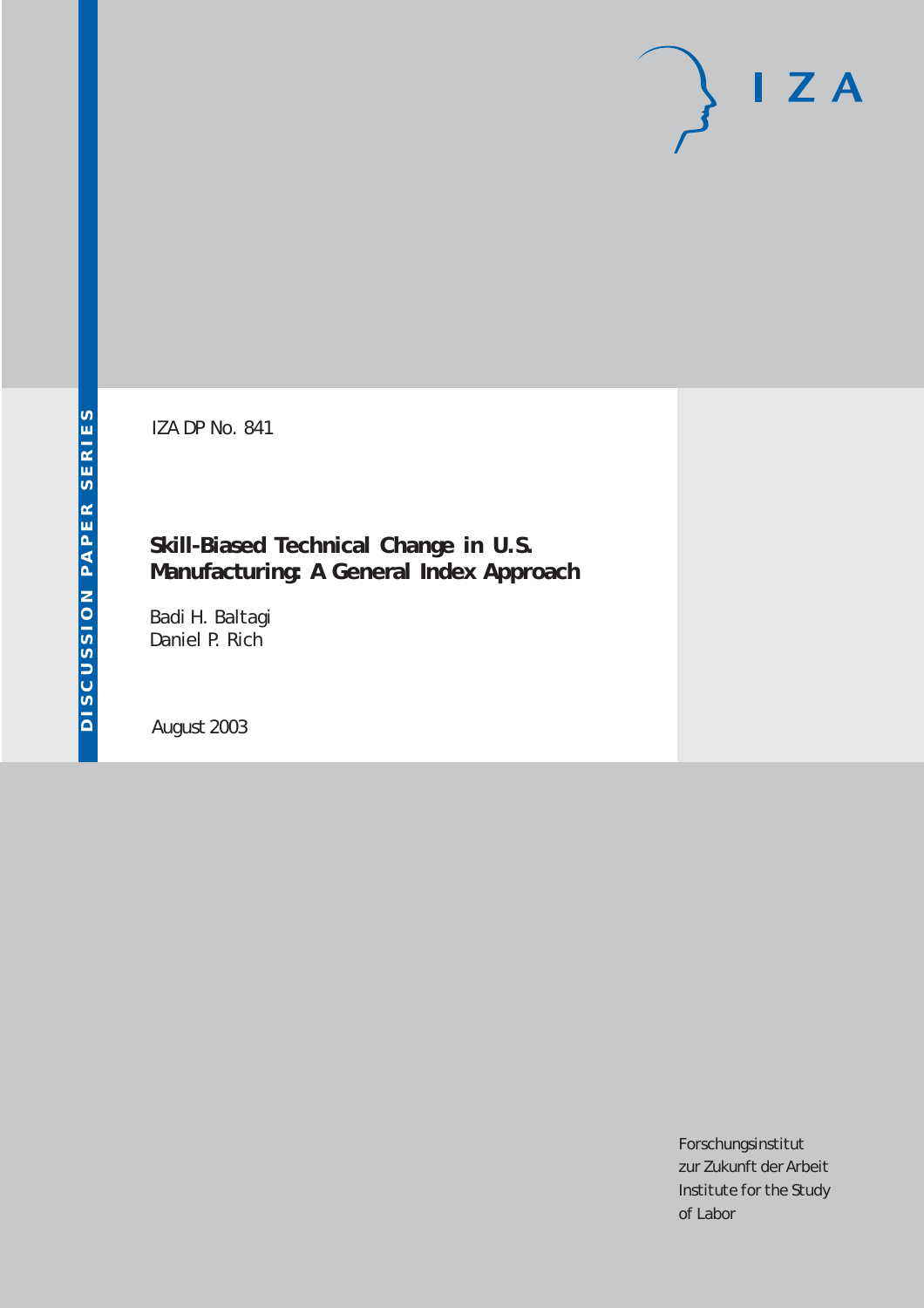DISCUSSION PAPER SERIES

IZA

IZA DP No. 841

# Skill-Biased Technical Change in U.S. Manufacturing: A General Index Approach

Badi H. Baltagi
Daniel P. Rich

August 2003

Forschungsinstitut
zur Zukunft der Arbeit
Institute for the Study
of Labor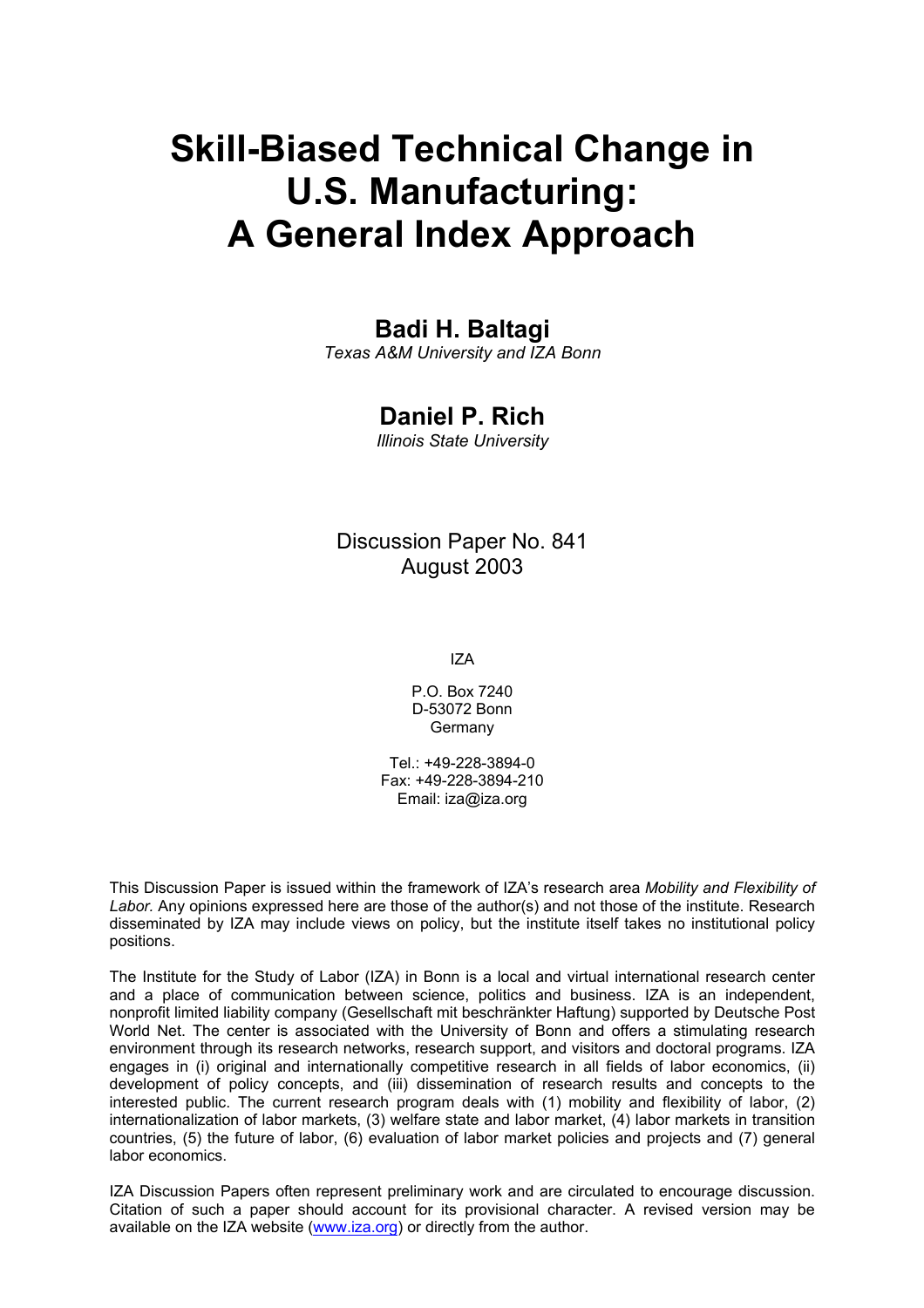# Skill-Biased Technical Change in U.S. Manufacturing: A General Index Approach

## Badi H. Baltagi

*Texas A&M University and IZA Bonn*

## Daniel P. Rich

*Illinois State University*

Discussion Paper No. 841
August 2003

IZA

P.O. Box 7240
D-53072 Bonn
Germany

Tel.: +49-228-3894-0
Fax: +49-228-3894-210
Email: iza@iza.org

This Discussion Paper is issued within the framework of IZA's research area *Mobility and Flexibility of Labor.* Any opinions expressed here are those of the author(s) and not those of the institute. Research disseminated by IZA may include views on policy, but the institute itself takes no institutional policy positions.

The Institute for the Study of Labor (IZA) in Bonn is a local and virtual international research center and a place of communication between science, politics and business. IZA is an independent, nonprofit limited liability company (Gesellschaft mit beschränkter Haftung) supported by Deutsche Post World Net. The center is associated with the University of Bonn and offers a stimulating research environment through its research networks, research support, and visitors and doctoral programs. IZA engages in (i) original and internationally competitive research in all fields of labor economics, (ii) development of policy concepts, and (iii) dissemination of research results and concepts to the interested public. The current research program deals with (1) mobility and flexibility of labor, (2) internationalization of labor markets, (3) welfare state and labor market, (4) labor markets in transition countries, (5) the future of labor, (6) evaluation of labor market policies and projects and (7) general labor economics.

IZA Discussion Papers often represent preliminary work and are circulated to encourage discussion. Citation of such a paper should account for its provisional character. A revised version may be available on the IZA website (www.iza.org) or directly from the author.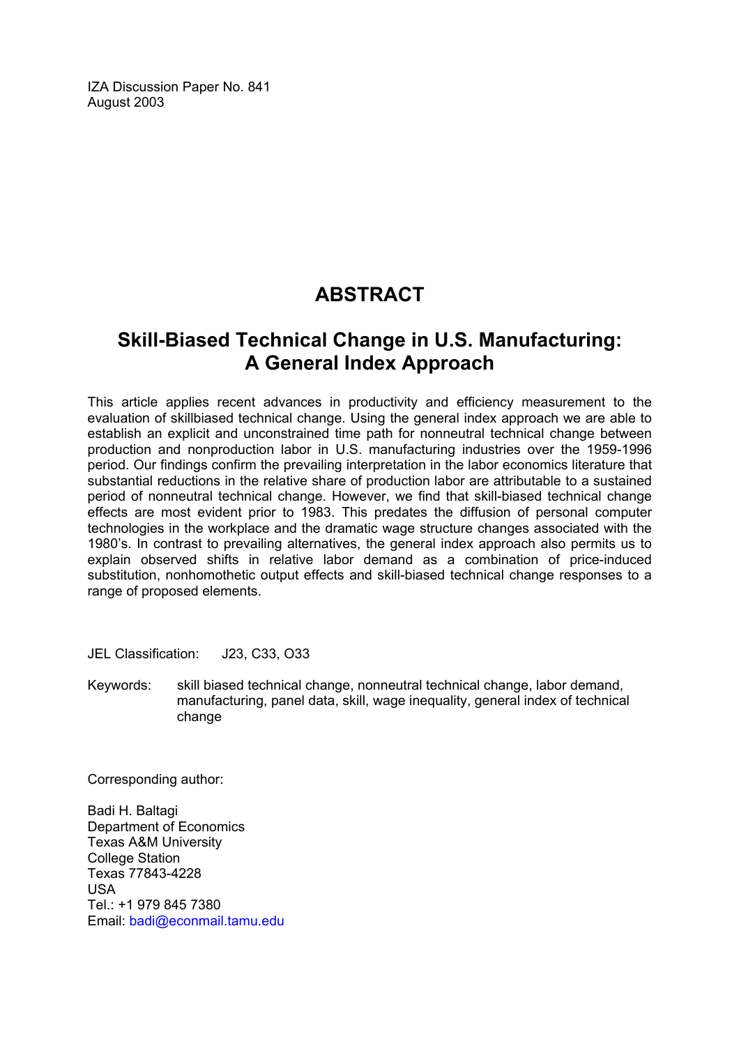IZA Discussion Paper No. 841
August 2003

# ABSTRACT

## Skill-Biased Technical Change in U.S. Manufacturing: A General Index Approach

This article applies recent advances in productivity and efficiency measurement to the evaluation of skillbiased technical change. Using the general index approach we are able to establish an explicit and unconstrained time path for nonneutral technical change between production and nonproduction labor in U.S. manufacturing industries over the 1959-1996 period. Our findings confirm the prevailing interpretation in the labor economics literature that substantial reductions in the relative share of production labor are attributable to a sustained period of nonneutral technical change. However, we find that skill-biased technical change effects are most evident prior to 1983. This predates the diffusion of personal computer technologies in the workplace and the dramatic wage structure changes associated with the 1980's. In contrast to prevailing alternatives, the general index approach also permits us to explain observed shifts in relative labor demand as a combination of price-induced substitution, nonhomothetic output effects and skill-biased technical change responses to a range of proposed elements.

JEL Classification: J23, C33, O33

Keywords: skill biased technical change, nonneutral technical change, labor demand, manufacturing, panel data, skill, wage inequality, general index of technical change

Corresponding author:

Badi H. Baltagi
Department of Economics
Texas A&M University
College Station
Texas 77843-4228
USA
Tel.: +1 979 845 7380
Email: badi@econmail.tamu.edu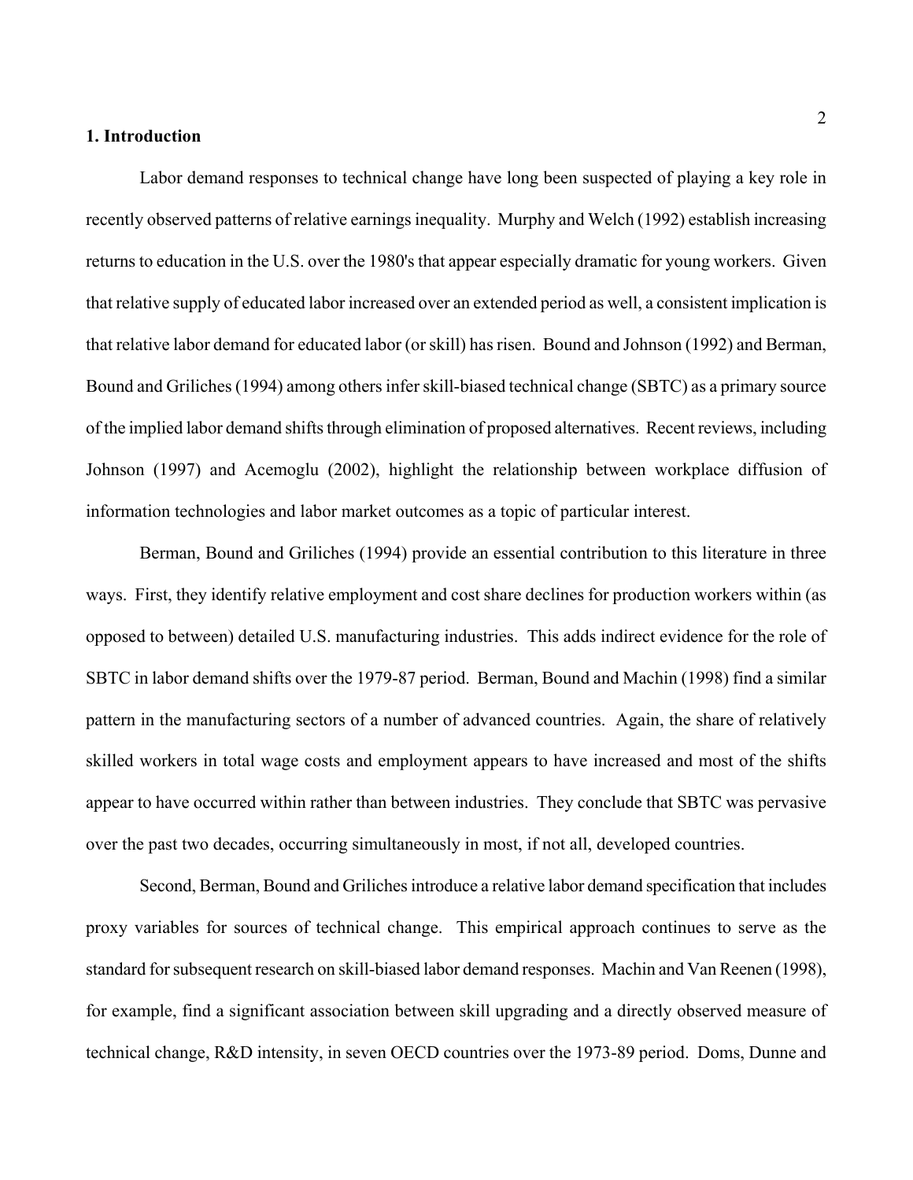## 1. Introduction

Labor demand responses to technical change have long been suspected of playing a key role in recently observed patterns of relative earnings inequality. Murphy and Welch (1992) establish increasing returns to education in the U.S. over the 1980's that appear especially dramatic for young workers. Given that relative supply of educated labor increased over an extended period as well, a consistent implication is that relative labor demand for educated labor (or skill) has risen. Bound and Johnson (1992) and Berman, Bound and Griliches (1994) among others infer skill-biased technical change (SBTC) as a primary source of the implied labor demand shifts through elimination of proposed alternatives. Recent reviews, including Johnson (1997) and Acemoglu (2002), highlight the relationship between workplace diffusion of information technologies and labor market outcomes as a topic of particular interest.

Berman, Bound and Griliches (1994) provide an essential contribution to this literature in three ways. First, they identify relative employment and cost share declines for production workers within (as opposed to between) detailed U.S. manufacturing industries. This adds indirect evidence for the role of SBTC in labor demand shifts over the 1979-87 period. Berman, Bound and Machin (1998) find a similar pattern in the manufacturing sectors of a number of advanced countries. Again, the share of relatively skilled workers in total wage costs and employment appears to have increased and most of the shifts appear to have occurred within rather than between industries. They conclude that SBTC was pervasive over the past two decades, occurring simultaneously in most, if not all, developed countries.

Second, Berman, Bound and Griliches introduce a relative labor demand specification that includes proxy variables for sources of technical change. This empirical approach continues to serve as the standard for subsequent research on skill-biased labor demand responses. Machin and Van Reenen (1998), for example, find a significant association between skill upgrading and a directly observed measure of technical change, R&D intensity, in seven OECD countries over the 1973-89 period. Doms, Dunne and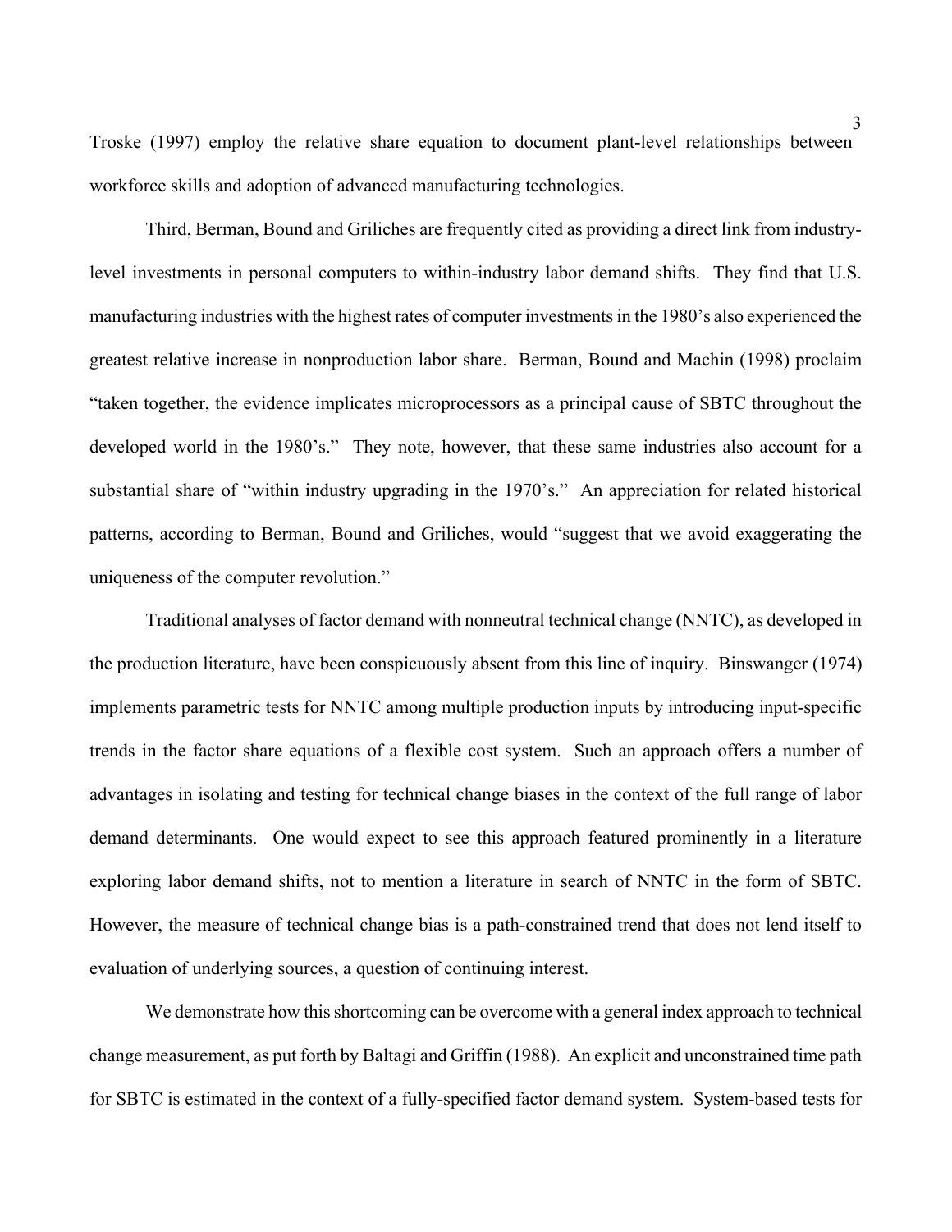Troske (1997) employ the relative share equation to document plant-level relationships between workforce skills and adoption of advanced manufacturing technologies.

Third, Berman, Bound and Griliches are frequently cited as providing a direct link from industry-level investments in personal computers to within-industry labor demand shifts. They find that U.S. manufacturing industries with the highest rates of computer investments in the 1980's also experienced the greatest relative increase in nonproduction labor share. Berman, Bound and Machin (1998) proclaim "taken together, the evidence implicates microprocessors as a principal cause of SBTC throughout the developed world in the 1980's." They note, however, that these same industries also account for a substantial share of "within industry upgrading in the 1970's." An appreciation for related historical patterns, according to Berman, Bound and Griliches, would "suggest that we avoid exaggerating the uniqueness of the computer revolution."

Traditional analyses of factor demand with nonneutral technical change (NNTC), as developed in the production literature, have been conspicuously absent from this line of inquiry. Binswanger (1974) implements parametric tests for NNTC among multiple production inputs by introducing input-specific trends in the factor share equations of a flexible cost system. Such an approach offers a number of advantages in isolating and testing for technical change biases in the context of the full range of labor demand determinants. One would expect to see this approach featured prominently in a literature exploring labor demand shifts, not to mention a literature in search of NNTC in the form of SBTC. However, the measure of technical change bias is a path-constrained trend that does not lend itself to evaluation of underlying sources, a question of continuing interest.

We demonstrate how this shortcoming can be overcome with a general index approach to technical change measurement, as put forth by Baltagi and Griffin (1988). An explicit and unconstrained time path for SBTC is estimated in the context of a fully-specified factor demand system. System-based tests for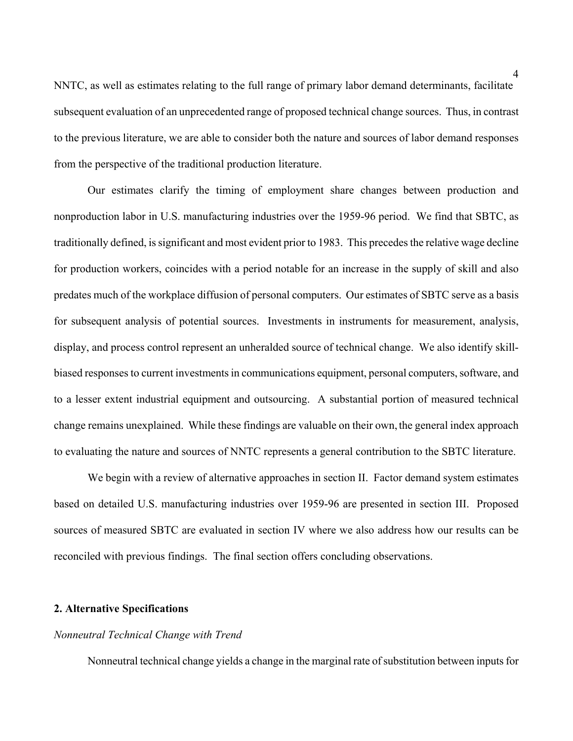NNTC, as well as estimates relating to the full range of primary labor demand determinants, facilitate subsequent evaluation of an unprecedented range of proposed technical change sources. Thus, in contrast to the previous literature, we are able to consider both the nature and sources of labor demand responses from the perspective of the traditional production literature.

Our estimates clarify the timing of employment share changes between production and nonproduction labor in U.S. manufacturing industries over the 1959-96 period. We find that SBTC, as traditionally defined, is significant and most evident prior to 1983. This precedes the relative wage decline for production workers, coincides with a period notable for an increase in the supply of skill and also predates much of the workplace diffusion of personal computers. Our estimates of SBTC serve as a basis for subsequent analysis of potential sources. Investments in instruments for measurement, analysis, display, and process control represent an unheralded source of technical change. We also identify skill-biased responses to current investments in communications equipment, personal computers, software, and to a lesser extent industrial equipment and outsourcing. A substantial portion of measured technical change remains unexplained. While these findings are valuable on their own, the general index approach to evaluating the nature and sources of NNTC represents a general contribution to the SBTC literature.

We begin with a review of alternative approaches in section II. Factor demand system estimates based on detailed U.S. manufacturing industries over 1959-96 are presented in section III. Proposed sources of measured SBTC are evaluated in section IV where we also address how our results can be reconciled with previous findings. The final section offers concluding observations.

## 2. Alternative Specifications

*Nonneutral Technical Change with Trend*

Nonneutral technical change yields a change in the marginal rate of substitution between inputs for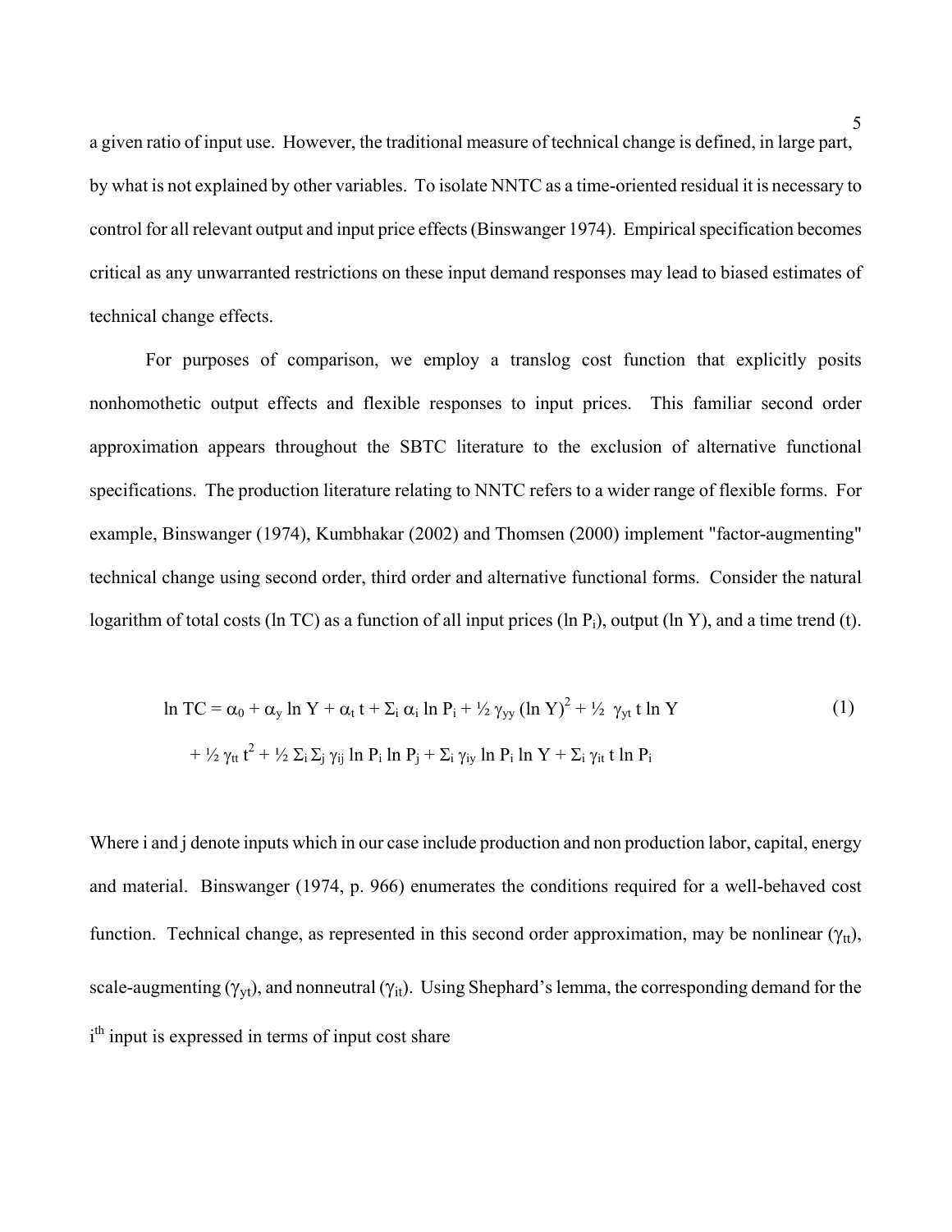a given ratio of input use. However, the traditional measure of technical change is defined, in large part, by what is not explained by other variables. To isolate NNTC as a time-oriented residual it is necessary to control for all relevant output and input price effects (Binswanger 1974). Empirical specification becomes critical as any unwarranted restrictions on these input demand responses may lead to biased estimates of technical change effects.

For purposes of comparison, we employ a translog cost function that explicitly posits nonhomothetic output effects and flexible responses to input prices. This familiar second order approximation appears throughout the SBTC literature to the exclusion of alternative functional specifications. The production literature relating to NNTC refers to a wider range of flexible forms. For example, Binswanger (1974), Kumbhakar (2002) and Thomsen (2000) implement "factor-augmenting" technical change using second order, third order and alternative functional forms. Consider the natural logarithm of total costs (ln TC) as a function of all input prices ($\ln P_i$), output (ln Y), and a time trend (t).

$$\ln TC = \alpha_0 + \alpha_y \ln Y + \alpha_t t + \Sigma_i \alpha_i \ln P_i + \tfrac{1}{2} \gamma_{yy} (\ln Y)^2 + \tfrac{1}{2} \gamma_{yt} t \ln Y + \tfrac{1}{2} \gamma_{tt} t^2 + \tfrac{1}{2} \Sigma_i \Sigma_j \gamma_{ij} \ln P_i \ln P_j + \Sigma_i \gamma_{iy} \ln P_i \ln Y + \Sigma_i \gamma_{it} t \ln P_i \tag{1}$$

Where i and j denote inputs which in our case include production and non production labor, capital, energy and material. Binswanger (1974, p. 966) enumerates the conditions required for a well-behaved cost function. Technical change, as represented in this second order approximation, may be nonlinear ($\gamma_{tt}$), scale-augmenting ($\gamma_{yt}$), and nonneutral ($\gamma_{it}$). Using Shephard's lemma, the corresponding demand for the $i^{th}$ input is expressed in terms of input cost share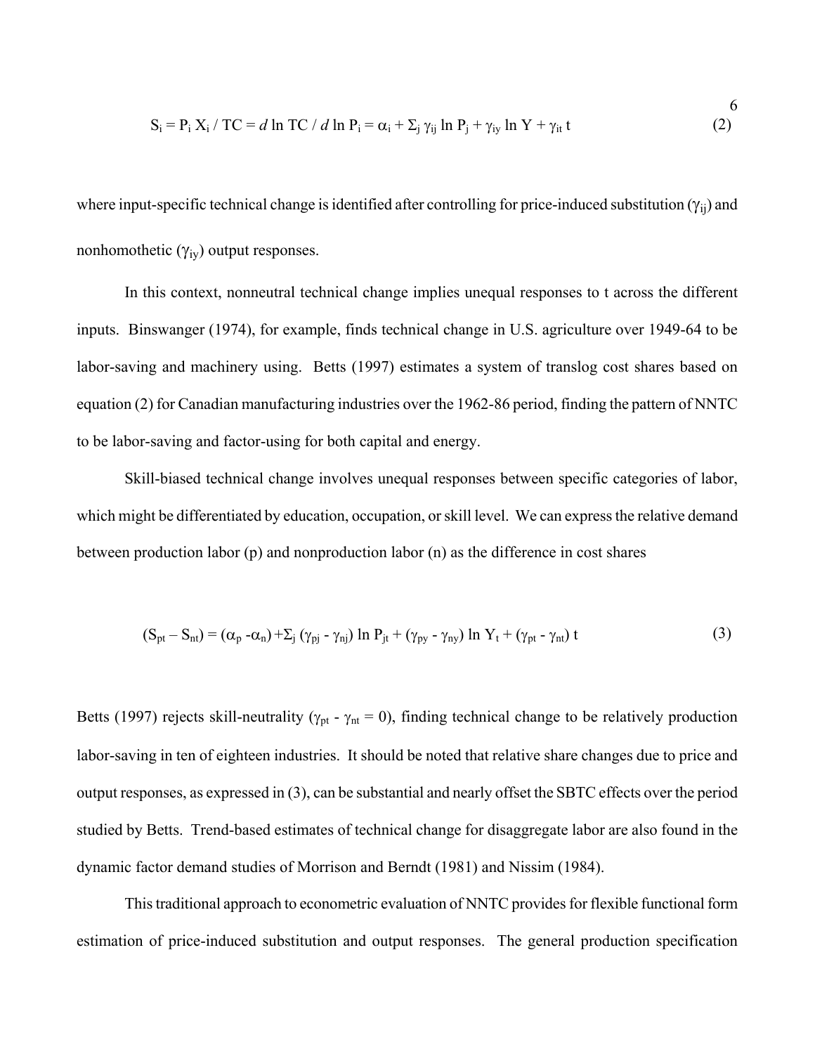$$S_i = P_i X_i / TC = d \ln TC / d \ln P_i = \alpha_i + \Sigma_j \gamma_{ij} \ln P_j + \gamma_{iy} \ln Y + \gamma_{it} t \tag{2}$$

where input-specific technical change is identified after controlling for price-induced substitution ($\gamma_{ij}$) and nonhomothetic ($\gamma_{iy}$) output responses.

In this context, nonneutral technical change implies unequal responses to t across the different inputs. Binswanger (1974), for example, finds technical change in U.S. agriculture over 1949-64 to be labor-saving and machinery using. Betts (1997) estimates a system of translog cost shares based on equation (2) for Canadian manufacturing industries over the 1962-86 period, finding the pattern of NNTC to be labor-saving and factor-using for both capital and energy.

Skill-biased technical change involves unequal responses between specific categories of labor, which might be differentiated by education, occupation, or skill level. We can express the relative demand between production labor (p) and nonproduction labor (n) as the difference in cost shares

$$(S_{pt} - S_{nt}) = (\alpha_p - \alpha_n) + \Sigma_j (\gamma_{pj} - \gamma_{nj}) \ln P_{jt} + (\gamma_{py} - \gamma_{ny}) \ln Y_t + (\gamma_{pt} - \gamma_{nt}) t \tag{3}$$

Betts (1997) rejects skill-neutrality ($\gamma_{pt} - \gamma_{nt} = 0$), finding technical change to be relatively production labor-saving in ten of eighteen industries. It should be noted that relative share changes due to price and output responses, as expressed in (3), can be substantial and nearly offset the SBTC effects over the period studied by Betts. Trend-based estimates of technical change for disaggregate labor are also found in the dynamic factor demand studies of Morrison and Berndt (1981) and Nissim (1984).

This traditional approach to econometric evaluation of NNTC provides for flexible functional form estimation of price-induced substitution and output responses. The general production specification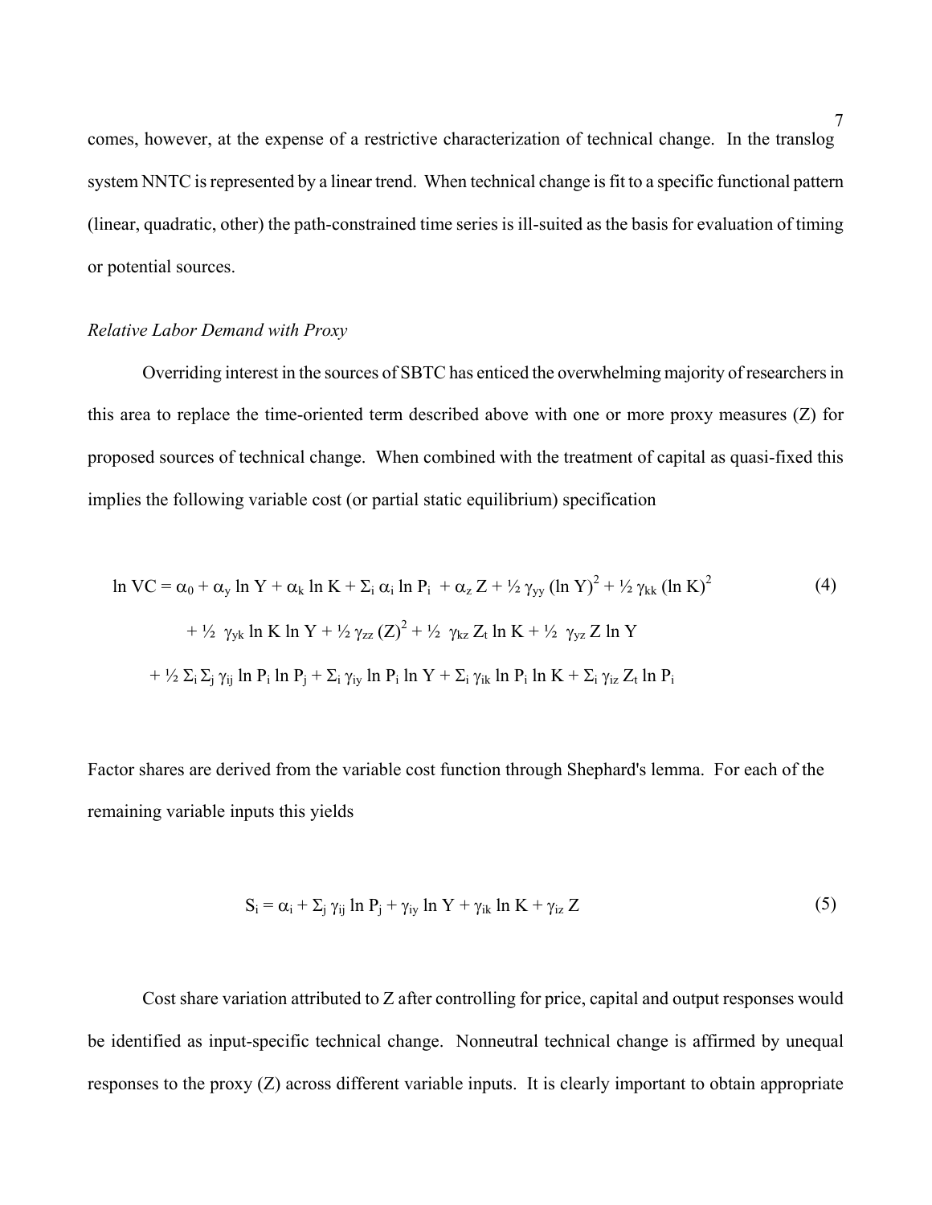comes, however, at the expense of a restrictive characterization of technical change. In the translog system NNTC is represented by a linear trend. When technical change is fit to a specific functional pattern (linear, quadratic, other) the path-constrained time series is ill-suited as the basis for evaluation of timing or potential sources.

*Relative Labor Demand with Proxy*

Overriding interest in the sources of SBTC has enticed the overwhelming majority of researchers in this area to replace the time-oriented term described above with one or more proxy measures (Z) for proposed sources of technical change. When combined with the treatment of capital as quasi-fixed this implies the following variable cost (or partial static equilibrium) specification

$$\begin{aligned}
\ln VC = {} & \alpha_0 + \alpha_y \ln Y + \alpha_k \ln K + \Sigma_i \alpha_i \ln P_i + \alpha_z Z + \tfrac{1}{2} \gamma_{yy} (\ln Y)^2 + \tfrac{1}{2} \gamma_{kk} (\ln K)^2 \\
& + \tfrac{1}{2} \gamma_{yk} \ln K \ln Y + \tfrac{1}{2} \gamma_{zz} (Z)^2 + \tfrac{1}{2} \gamma_{kz} Z_t \ln K + \tfrac{1}{2} \gamma_{yz} Z \ln Y \\
& + \tfrac{1}{2} \Sigma_i \Sigma_j \gamma_{ij} \ln P_i \ln P_j + \Sigma_i \gamma_{iy} \ln P_i \ln Y + \Sigma_i \gamma_{ik} \ln P_i \ln K + \Sigma_i \gamma_{iz} Z_t \ln P_i
\end{aligned} \tag{4}$$

Factor shares are derived from the variable cost function through Shephard's lemma. For each of the remaining variable inputs this yields

$$S_i = \alpha_i + \Sigma_j \gamma_{ij} \ln P_j + \gamma_{iy} \ln Y + \gamma_{ik} \ln K + \gamma_{iz} Z \tag{5}$$

Cost share variation attributed to Z after controlling for price, capital and output responses would be identified as input-specific technical change. Nonneutral technical change is affirmed by unequal responses to the proxy (Z) across different variable inputs. It is clearly important to obtain appropriate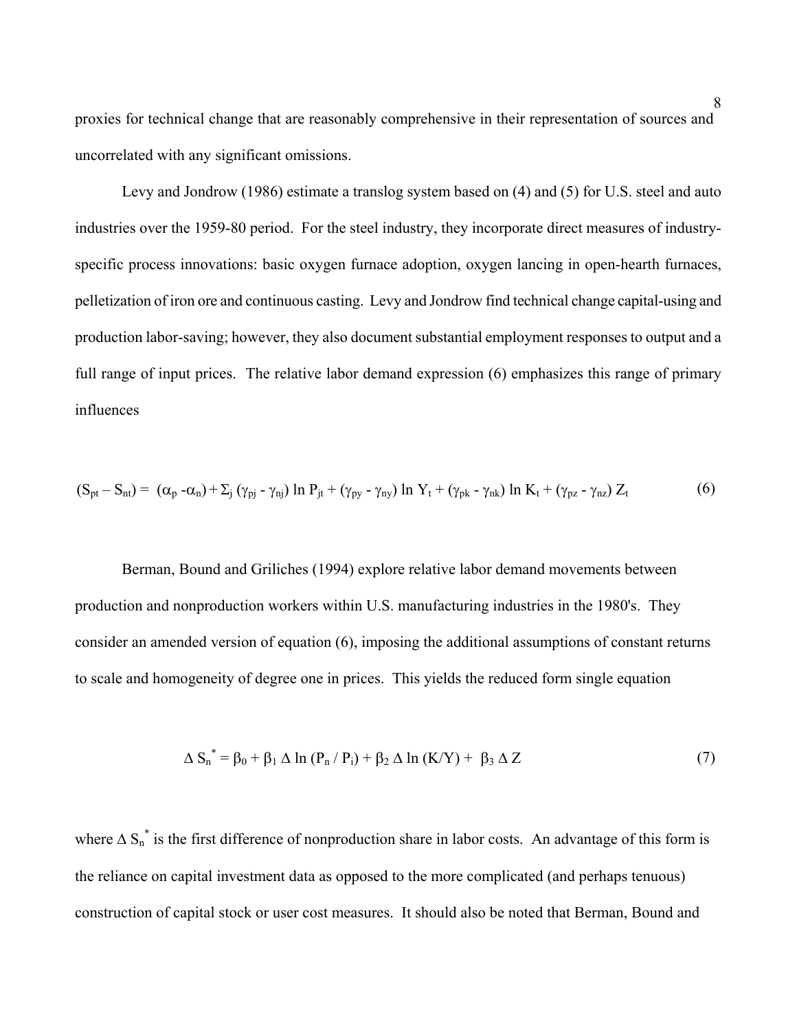proxies for technical change that are reasonably comprehensive in their representation of sources and uncorrelated with any significant omissions.

Levy and Jondrow (1986) estimate a translog system based on (4) and (5) for U.S. steel and auto industries over the 1959-80 period. For the steel industry, they incorporate direct measures of industry-specific process innovations: basic oxygen furnace adoption, oxygen lancing in open-hearth furnaces, pelletization of iron ore and continuous casting. Levy and Jondrow find technical change capital-using and production labor-saving; however, they also document substantial employment responses to output and a full range of input prices. The relative labor demand expression (6) emphasizes this range of primary influences

$$(S_{pt} - S_{nt}) = (\alpha_p - \alpha_n) + \Sigma_j (\gamma_{pj} - \gamma_{nj}) \ln P_{jt} + (\gamma_{py} - \gamma_{ny}) \ln Y_t + (\gamma_{pk} - \gamma_{nk}) \ln K_t + (\gamma_{pz} - \gamma_{nz}) Z_t \qquad (6)$$

Berman, Bound and Griliches (1994) explore relative labor demand movements between production and nonproduction workers within U.S. manufacturing industries in the 1980's. They consider an amended version of equation (6), imposing the additional assumptions of constant returns to scale and homogeneity of degree one in prices. This yields the reduced form single equation

$$\Delta S_n^* = \beta_0 + \beta_1 \Delta \ln (P_n / P_i) + \beta_2 \Delta \ln (K/Y) + \beta_3 \Delta Z \qquad (7)$$

where $\Delta S_n^*$ is the first difference of nonproduction share in labor costs. An advantage of this form is the reliance on capital investment data as opposed to the more complicated (and perhaps tenuous) construction of capital stock or user cost measures. It should also be noted that Berman, Bound and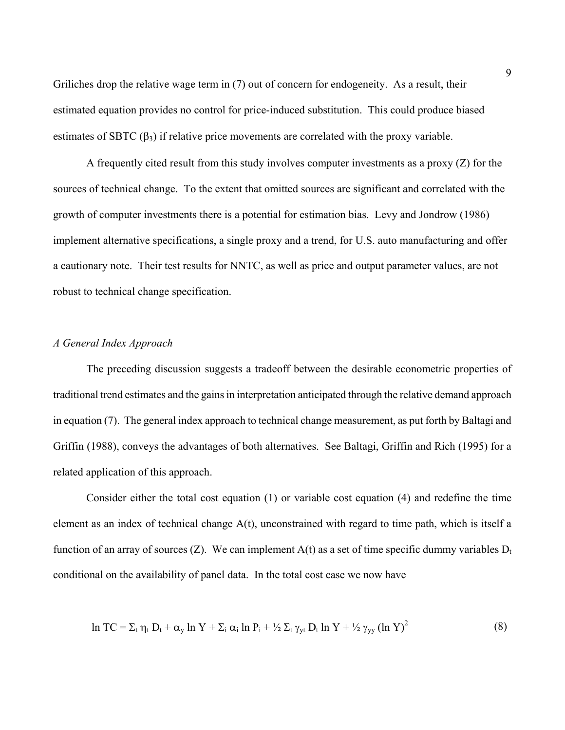Griliches drop the relative wage term in (7) out of concern for endogeneity. As a result, their estimated equation provides no control for price-induced substitution. This could produce biased estimates of SBTC ($\beta_3$) if relative price movements are correlated with the proxy variable.

A frequently cited result from this study involves computer investments as a proxy (Z) for the sources of technical change. To the extent that omitted sources are significant and correlated with the growth of computer investments there is a potential for estimation bias. Levy and Jondrow (1986) implement alternative specifications, a single proxy and a trend, for U.S. auto manufacturing and offer a cautionary note. Their test results for NNTC, as well as price and output parameter values, are not robust to technical change specification.

*A General Index Approach*

The preceding discussion suggests a tradeoff between the desirable econometric properties of traditional trend estimates and the gains in interpretation anticipated through the relative demand approach in equation (7). The general index approach to technical change measurement, as put forth by Baltagi and Griffin (1988), conveys the advantages of both alternatives. See Baltagi, Griffin and Rich (1995) for a related application of this approach.

Consider either the total cost equation (1) or variable cost equation (4) and redefine the time element as an index of technical change A(t), unconstrained with regard to time path, which is itself a function of an array of sources (Z). We can implement A(t) as a set of time specific dummy variables $D_t$ conditional on the availability of panel data. In the total cost case we now have

$$\ln TC = \Sigma_t \eta_t D_t + \alpha_y \ln Y + \Sigma_i \alpha_i \ln P_i + \tfrac{1}{2} \Sigma_t \gamma_{yt} D_t \ln Y + \tfrac{1}{2} \gamma_{yy} (\ln Y)^2 \qquad (8)$$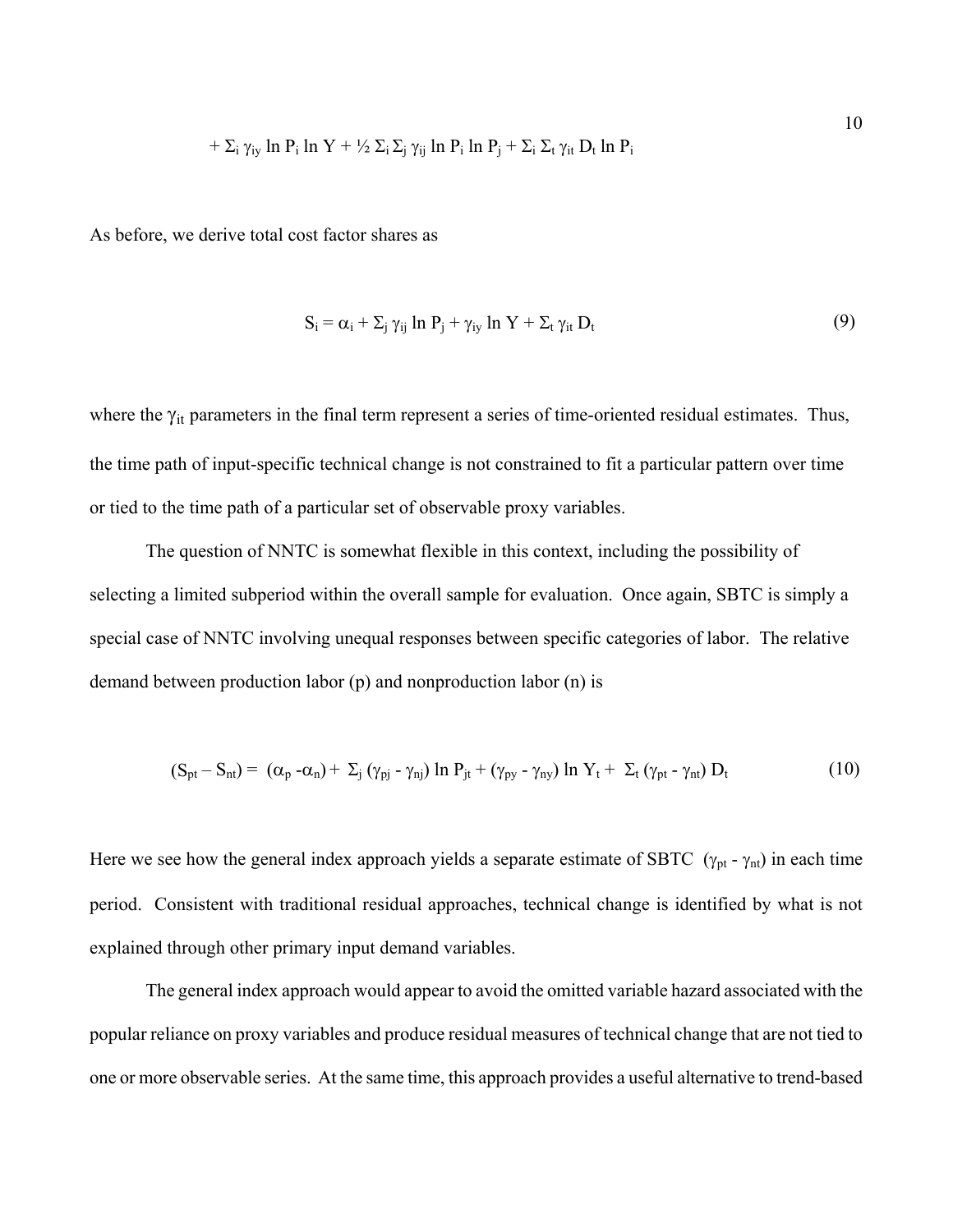$$+ \Sigma_i \gamma_{iy} \ln P_i \ln Y + \tfrac{1}{2} \Sigma_i \Sigma_j \gamma_{ij} \ln P_i \ln P_j + \Sigma_i \Sigma_t \gamma_{it} D_t \ln P_i$$

As before, we derive total cost factor shares as

$$S_i = \alpha_i + \Sigma_j \gamma_{ij} \ln P_j + \gamma_{iy} \ln Y + \Sigma_t \gamma_{it} D_t \tag{9}$$

where the $\gamma_{it}$ parameters in the final term represent a series of time-oriented residual estimates. Thus, the time path of input-specific technical change is not constrained to fit a particular pattern over time or tied to the time path of a particular set of observable proxy variables.

The question of NNTC is somewhat flexible in this context, including the possibility of selecting a limited subperiod within the overall sample for evaluation. Once again, SBTC is simply a special case of NNTC involving unequal responses between specific categories of labor. The relative demand between production labor (p) and nonproduction labor (n) is

$$(S_{pt} - S_{nt}) = (\alpha_p - \alpha_n) + \Sigma_j (\gamma_{pj} - \gamma_{nj}) \ln P_{jt} + (\gamma_{py} - \gamma_{ny}) \ln Y_t + \Sigma_t (\gamma_{pt} - \gamma_{nt}) D_t \tag{10}$$

Here we see how the general index approach yields a separate estimate of SBTC $(\gamma_{pt} - \gamma_{nt})$ in each time period. Consistent with traditional residual approaches, technical change is identified by what is not explained through other primary input demand variables.

The general index approach would appear to avoid the omitted variable hazard associated with the popular reliance on proxy variables and produce residual measures of technical change that are not tied to one or more observable series. At the same time, this approach provides a useful alternative to trend-based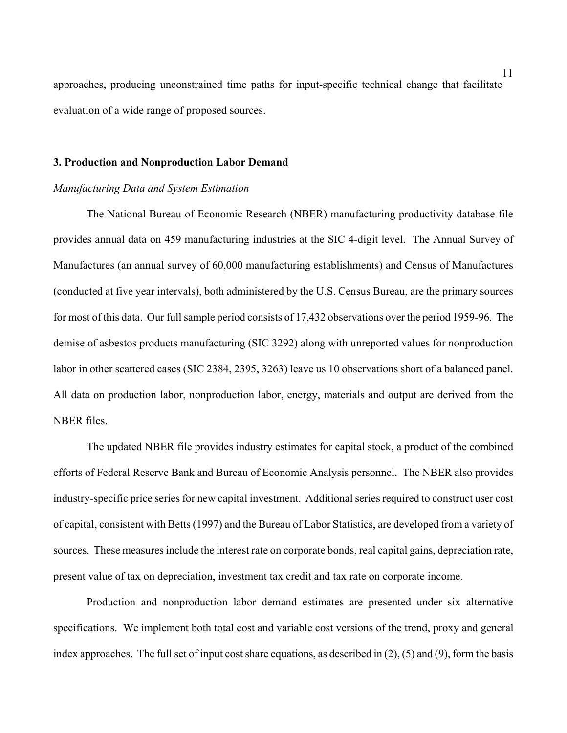approaches, producing unconstrained time paths for input-specific technical change that facilitate evaluation of a wide range of proposed sources.

## 3. Production and Nonproduction Labor Demand

*Manufacturing Data and System Estimation*

The National Bureau of Economic Research (NBER) manufacturing productivity database file provides annual data on 459 manufacturing industries at the SIC 4-digit level. The Annual Survey of Manufactures (an annual survey of 60,000 manufacturing establishments) and Census of Manufactures (conducted at five year intervals), both administered by the U.S. Census Bureau, are the primary sources for most of this data. Our full sample period consists of 17,432 observations over the period 1959-96. The demise of asbestos products manufacturing (SIC 3292) along with unreported values for nonproduction labor in other scattered cases (SIC 2384, 2395, 3263) leave us 10 observations short of a balanced panel. All data on production labor, nonproduction labor, energy, materials and output are derived from the NBER files.

The updated NBER file provides industry estimates for capital stock, a product of the combined efforts of Federal Reserve Bank and Bureau of Economic Analysis personnel. The NBER also provides industry-specific price series for new capital investment. Additional series required to construct user cost of capital, consistent with Betts (1997) and the Bureau of Labor Statistics, are developed from a variety of sources. These measures include the interest rate on corporate bonds, real capital gains, depreciation rate, present value of tax on depreciation, investment tax credit and tax rate on corporate income.

Production and nonproduction labor demand estimates are presented under six alternative specifications. We implement both total cost and variable cost versions of the trend, proxy and general index approaches. The full set of input cost share equations, as described in (2), (5) and (9), form the basis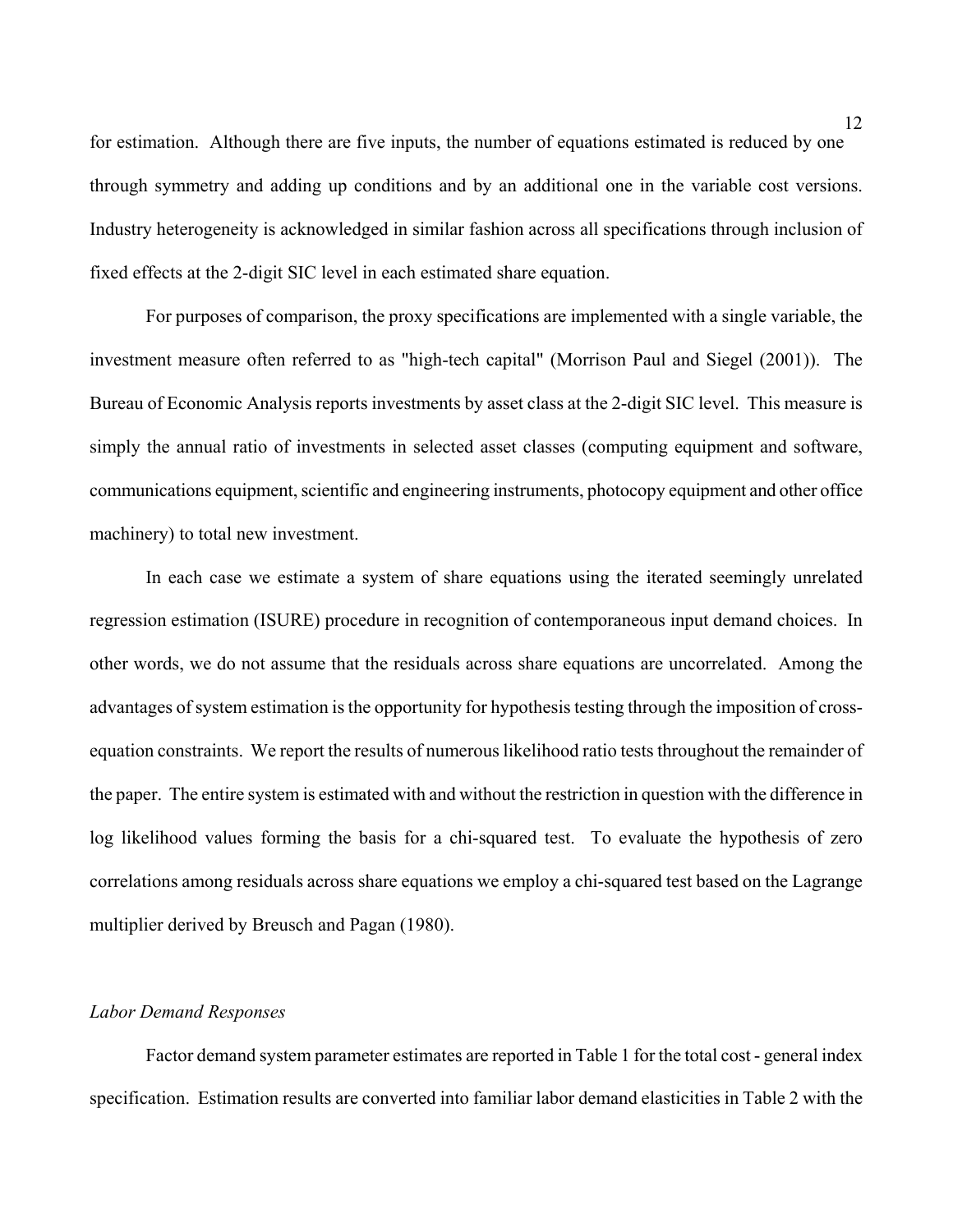for estimation. Although there are five inputs, the number of equations estimated is reduced by one through symmetry and adding up conditions and by an additional one in the variable cost versions. Industry heterogeneity is acknowledged in similar fashion across all specifications through inclusion of fixed effects at the 2-digit SIC level in each estimated share equation.

For purposes of comparison, the proxy specifications are implemented with a single variable, the investment measure often referred to as "high-tech capital" (Morrison Paul and Siegel (2001)). The Bureau of Economic Analysis reports investments by asset class at the 2-digit SIC level. This measure is simply the annual ratio of investments in selected asset classes (computing equipment and software, communications equipment, scientific and engineering instruments, photocopy equipment and other office machinery) to total new investment.

In each case we estimate a system of share equations using the iterated seemingly unrelated regression estimation (ISURE) procedure in recognition of contemporaneous input demand choices. In other words, we do not assume that the residuals across share equations are uncorrelated. Among the advantages of system estimation is the opportunity for hypothesis testing through the imposition of cross-equation constraints. We report the results of numerous likelihood ratio tests throughout the remainder of the paper. The entire system is estimated with and without the restriction in question with the difference in log likelihood values forming the basis for a chi-squared test. To evaluate the hypothesis of zero correlations among residuals across share equations we employ a chi-squared test based on the Lagrange multiplier derived by Breusch and Pagan (1980).

*Labor Demand Responses*

Factor demand system parameter estimates are reported in Table 1 for the total cost - general index specification. Estimation results are converted into familiar labor demand elasticities in Table 2 with the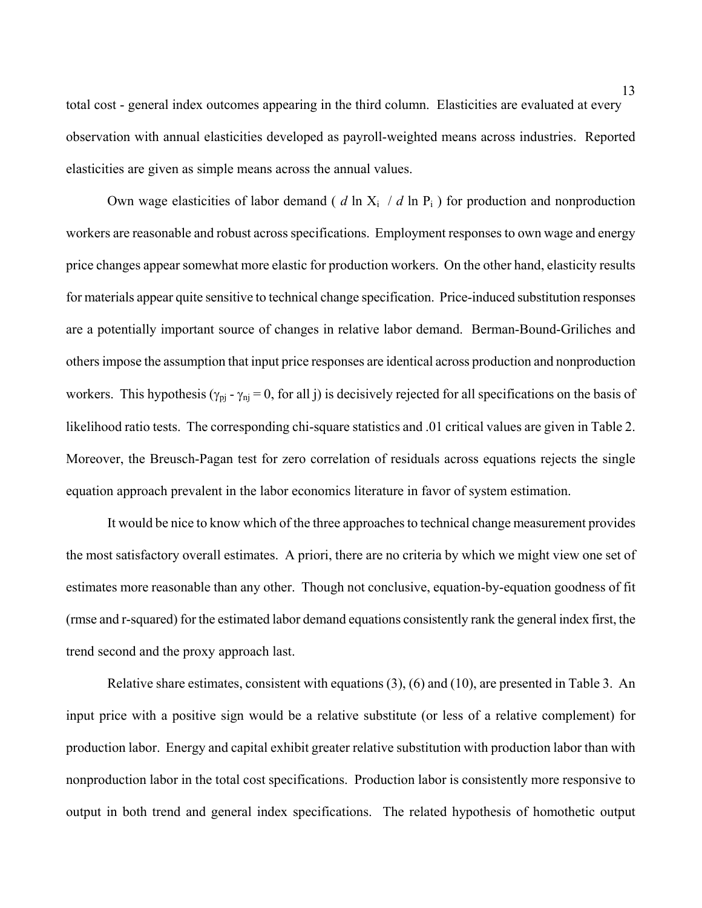total cost - general index outcomes appearing in the third column. Elasticities are evaluated at every observation with annual elasticities developed as payroll-weighted means across industries. Reported elasticities are given as simple means across the annual values.

Own wage elasticities of labor demand ( $d \ln X_i \;/\; d \ln P_i$ ) for production and nonproduction workers are reasonable and robust across specifications. Employment responses to own wage and energy price changes appear somewhat more elastic for production workers. On the other hand, elasticity results for materials appear quite sensitive to technical change specification. Price-induced substitution responses are a potentially important source of changes in relative labor demand. Berman-Bound-Griliches and others impose the assumption that input price responses are identical across production and nonproduction workers. This hypothesis ($\gamma_{pj} - \gamma_{nj} = 0$, for all j) is decisively rejected for all specifications on the basis of likelihood ratio tests. The corresponding chi-square statistics and .01 critical values are given in Table 2. Moreover, the Breusch-Pagan test for zero correlation of residuals across equations rejects the single equation approach prevalent in the labor economics literature in favor of system estimation.

It would be nice to know which of the three approaches to technical change measurement provides the most satisfactory overall estimates. A priori, there are no criteria by which we might view one set of estimates more reasonable than any other. Though not conclusive, equation-by-equation goodness of fit (rmse and r-squared) for the estimated labor demand equations consistently rank the general index first, the trend second and the proxy approach last.

Relative share estimates, consistent with equations (3), (6) and (10), are presented in Table 3. An input price with a positive sign would be a relative substitute (or less of a relative complement) for production labor. Energy and capital exhibit greater relative substitution with production labor than with nonproduction labor in the total cost specifications. Production labor is consistently more responsive to output in both trend and general index specifications. The related hypothesis of homothetic output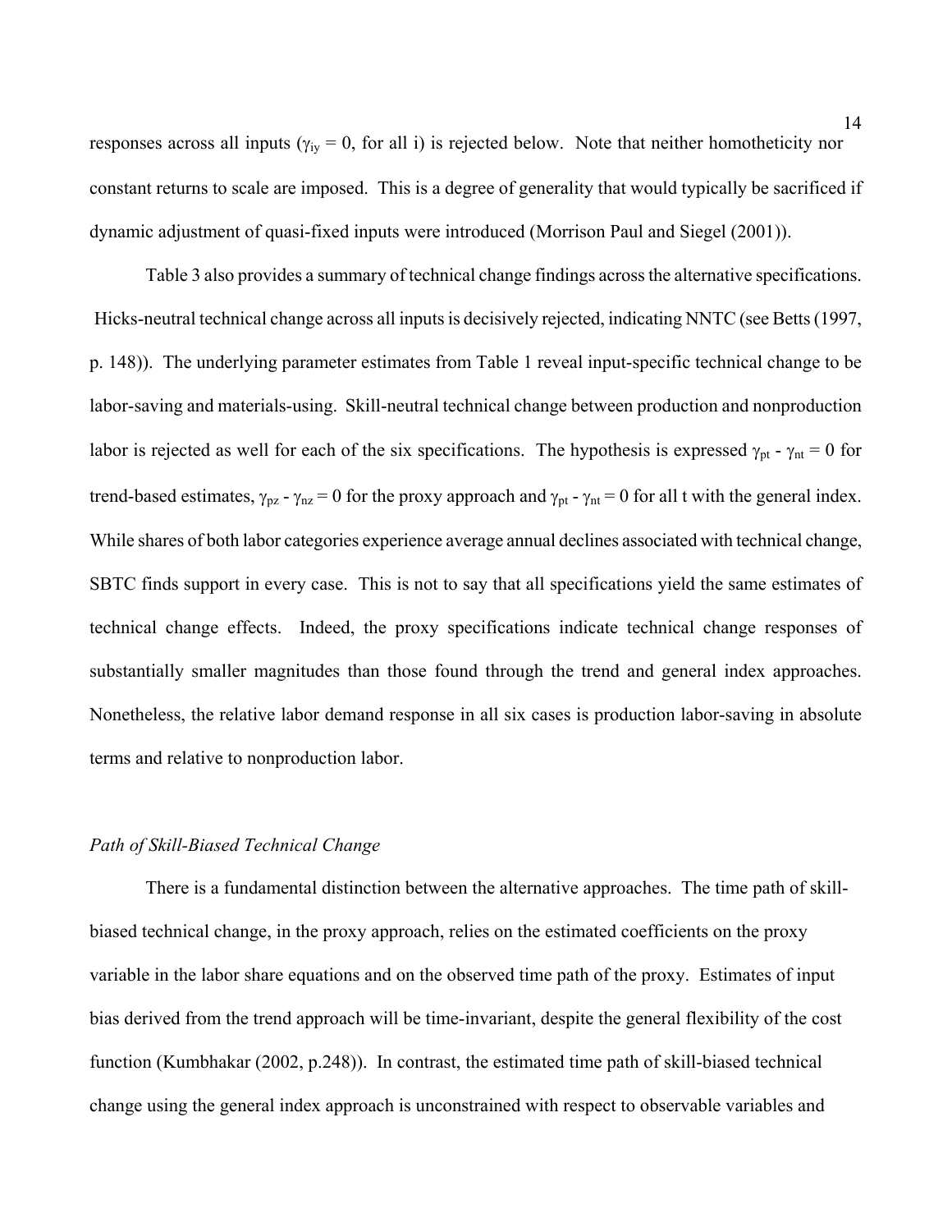responses across all inputs ($\gamma_{iy} = 0$, for all i) is rejected below. Note that neither homotheticity nor constant returns to scale are imposed. This is a degree of generality that would typically be sacrificed if dynamic adjustment of quasi-fixed inputs were introduced (Morrison Paul and Siegel (2001)).

Table 3 also provides a summary of technical change findings across the alternative specifications. Hicks-neutral technical change across all inputs is decisively rejected, indicating NNTC (see Betts (1997, p. 148)). The underlying parameter estimates from Table 1 reveal input-specific technical change to be labor-saving and materials-using. Skill-neutral technical change between production and nonproduction labor is rejected as well for each of the six specifications. The hypothesis is expressed $\gamma_{pt} - \gamma_{nt} = 0$ for trend-based estimates, $\gamma_{pz} - \gamma_{nz} = 0$ for the proxy approach and $\gamma_{pt} - \gamma_{nt} = 0$ for all t with the general index. While shares of both labor categories experience average annual declines associated with technical change, SBTC finds support in every case. This is not to say that all specifications yield the same estimates of technical change effects. Indeed, the proxy specifications indicate technical change responses of substantially smaller magnitudes than those found through the trend and general index approaches. Nonetheless, the relative labor demand response in all six cases is production labor-saving in absolute terms and relative to nonproduction labor.

*Path of Skill-Biased Technical Change*

There is a fundamental distinction between the alternative approaches. The time path of skill-biased technical change, in the proxy approach, relies on the estimated coefficients on the proxy variable in the labor share equations and on the observed time path of the proxy. Estimates of input bias derived from the trend approach will be time-invariant, despite the general flexibility of the cost function (Kumbhakar (2002, p.248)). In contrast, the estimated time path of skill-biased technical change using the general index approach is unconstrained with respect to observable variables and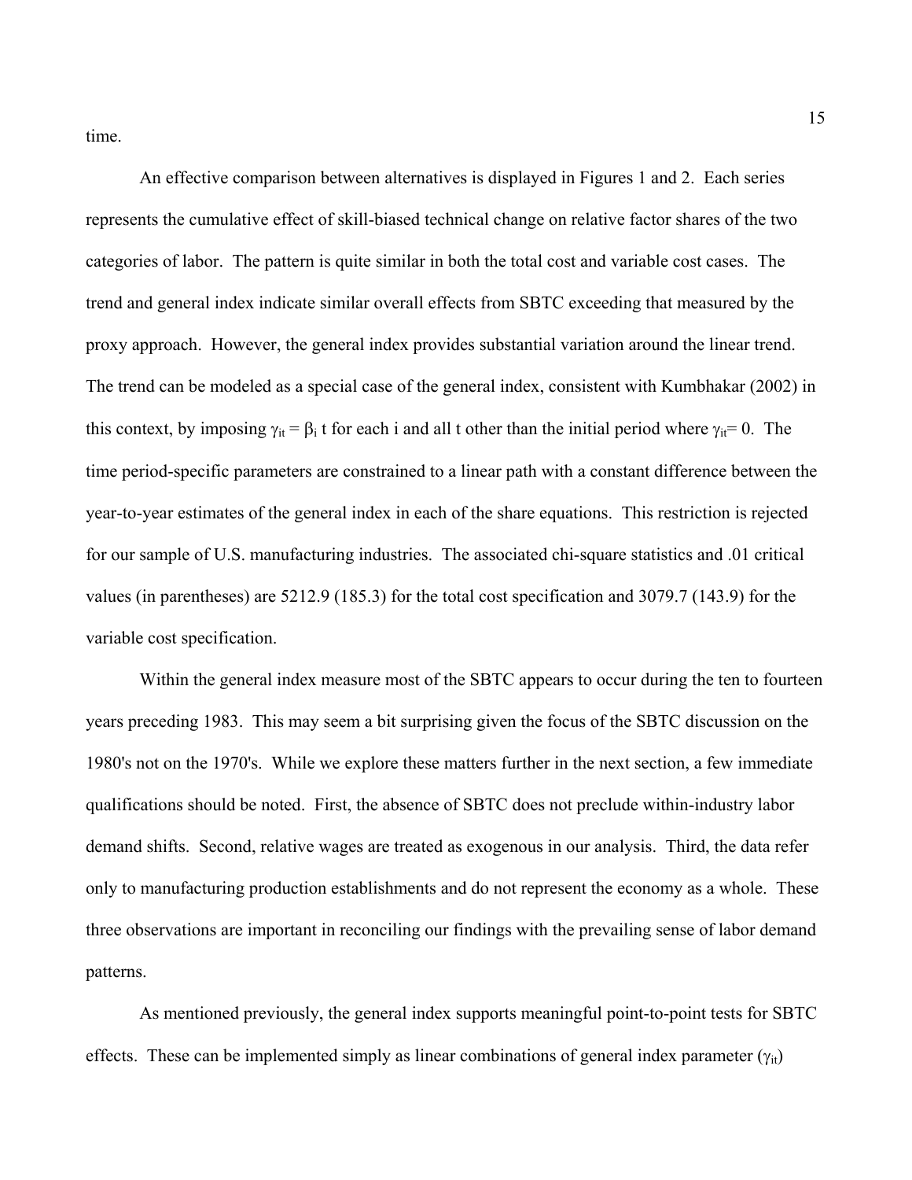time.

An effective comparison between alternatives is displayed in Figures 1 and 2. Each series represents the cumulative effect of skill-biased technical change on relative factor shares of the two categories of labor. The pattern is quite similar in both the total cost and variable cost cases. The trend and general index indicate similar overall effects from SBTC exceeding that measured by the proxy approach. However, the general index provides substantial variation around the linear trend. The trend can be modeled as a special case of the general index, consistent with Kumbhakar (2002) in this context, by imposing $\gamma_{it} = \beta_i t$ for each i and all t other than the initial period where $\gamma_{it} = 0$. The time period-specific parameters are constrained to a linear path with a constant difference between the year-to-year estimates of the general index in each of the share equations. This restriction is rejected for our sample of U.S. manufacturing industries. The associated chi-square statistics and .01 critical values (in parentheses) are 5212.9 (185.3) for the total cost specification and 3079.7 (143.9) for the variable cost specification.

Within the general index measure most of the SBTC appears to occur during the ten to fourteen years preceding 1983. This may seem a bit surprising given the focus of the SBTC discussion on the 1980's not on the 1970's. While we explore these matters further in the next section, a few immediate qualifications should be noted. First, the absence of SBTC does not preclude within-industry labor demand shifts. Second, relative wages are treated as exogenous in our analysis. Third, the data refer only to manufacturing production establishments and do not represent the economy as a whole. These three observations are important in reconciling our findings with the prevailing sense of labor demand patterns.

As mentioned previously, the general index supports meaningful point-to-point tests for SBTC effects. These can be implemented simply as linear combinations of general index parameter ($\gamma_{it}$)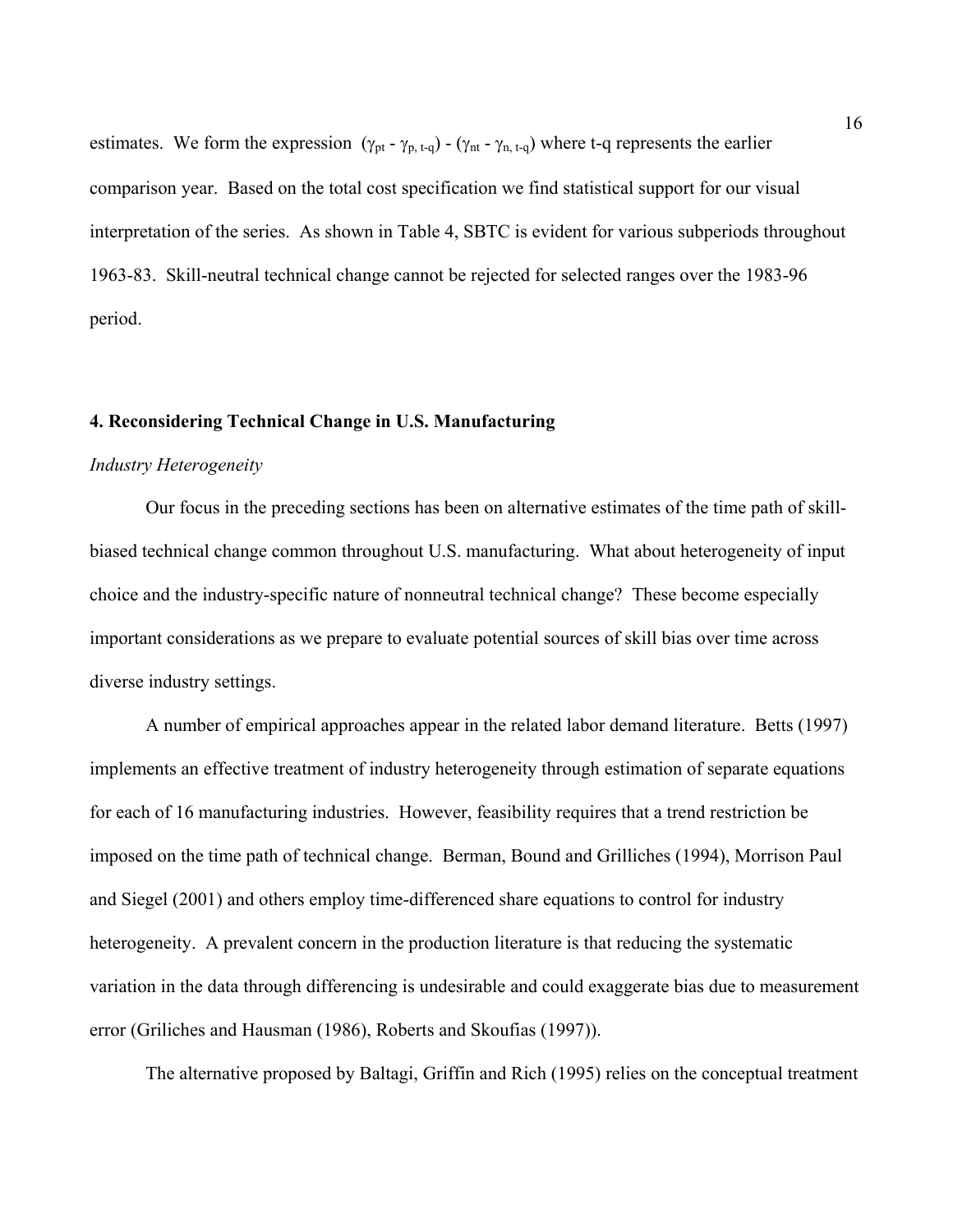estimates. We form the expression $(\gamma_{pt} - \gamma_{p, t-q}) - (\gamma_{nt} - \gamma_{n, t-q})$ where t-q represents the earlier comparison year. Based on the total cost specification we find statistical support for our visual interpretation of the series. As shown in Table 4, SBTC is evident for various subperiods throughout 1963-83. Skill-neutral technical change cannot be rejected for selected ranges over the 1983-96 period.

## 4. Reconsidering Technical Change in U.S. Manufacturing

*Industry Heterogeneity*

Our focus in the preceding sections has been on alternative estimates of the time path of skill-biased technical change common throughout U.S. manufacturing. What about heterogeneity of input choice and the industry-specific nature of nonneutral technical change? These become especially important considerations as we prepare to evaluate potential sources of skill bias over time across diverse industry settings.

A number of empirical approaches appear in the related labor demand literature. Betts (1997) implements an effective treatment of industry heterogeneity through estimation of separate equations for each of 16 manufacturing industries. However, feasibility requires that a trend restriction be imposed on the time path of technical change. Berman, Bound and Griliches (1994), Morrison Paul and Siegel (2001) and others employ time-differenced share equations to control for industry heterogeneity. A prevalent concern in the production literature is that reducing the systematic variation in the data through differencing is undesirable and could exaggerate bias due to measurement error (Griliches and Hausman (1986), Roberts and Skoufias (1997)).

The alternative proposed by Baltagi, Griffin and Rich (1995) relies on the conceptual treatment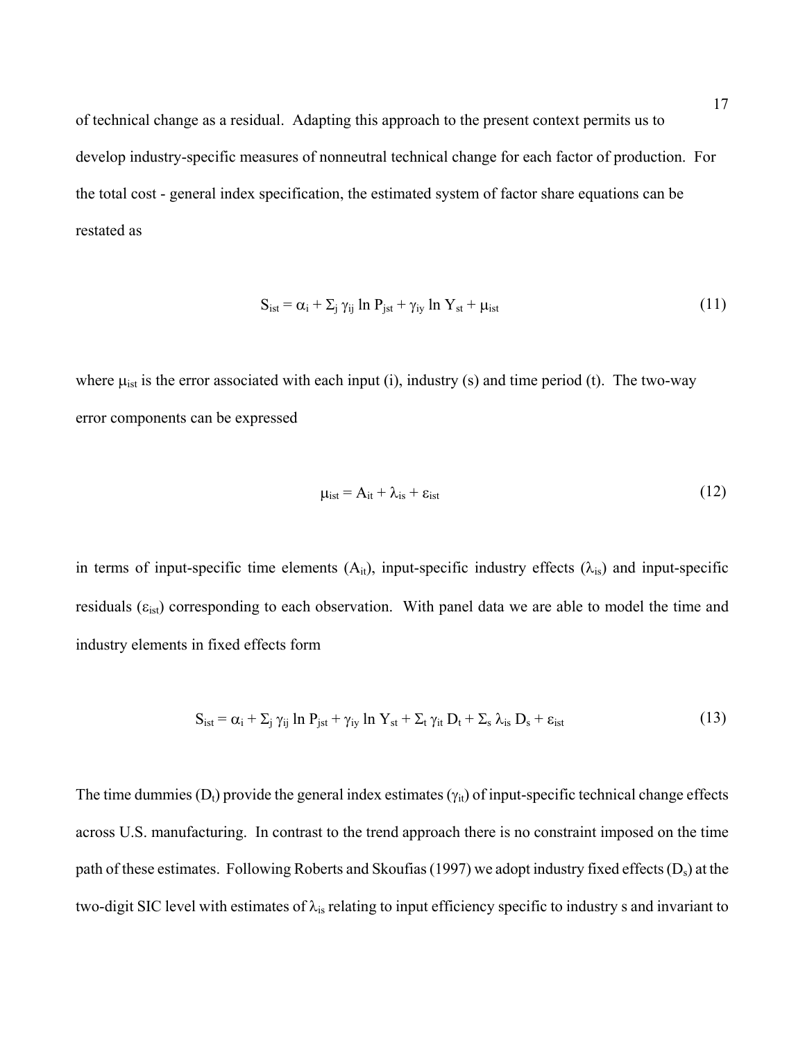of technical change as a residual. Adapting this approach to the present context permits us to develop industry-specific measures of nonneutral technical change for each factor of production. For the total cost - general index specification, the estimated system of factor share equations can be restated as

$$S_{ist} = \alpha_i + \Sigma_j \gamma_{ij} \ln P_{jst} + \gamma_{iy} \ln Y_{st} + \mu_{ist} \tag{11}$$

where $\mu_{ist}$ is the error associated with each input (i), industry (s) and time period (t). The two-way error components can be expressed

$$\mu_{ist} = A_{it} + \lambda_{is} + \varepsilon_{ist} \tag{12}$$

in terms of input-specific time elements ($A_{it}$), input-specific industry effects ($\lambda_{is}$) and input-specific residuals ($\varepsilon_{ist}$) corresponding to each observation. With panel data we are able to model the time and industry elements in fixed effects form

$$S_{ist} = \alpha_i + \Sigma_j \gamma_{ij} \ln P_{jst} + \gamma_{iy} \ln Y_{st} + \Sigma_t \gamma_{it} D_t + \Sigma_s \lambda_{is} D_s + \varepsilon_{ist} \tag{13}$$

The time dummies ($D_t$) provide the general index estimates ($\gamma_{it}$) of input-specific technical change effects across U.S. manufacturing. In contrast to the trend approach there is no constraint imposed on the time path of these estimates. Following Roberts and Skoufias (1997) we adopt industry fixed effects ($D_s$) at the two-digit SIC level with estimates of $\lambda_{is}$ relating to input efficiency specific to industry s and invariant to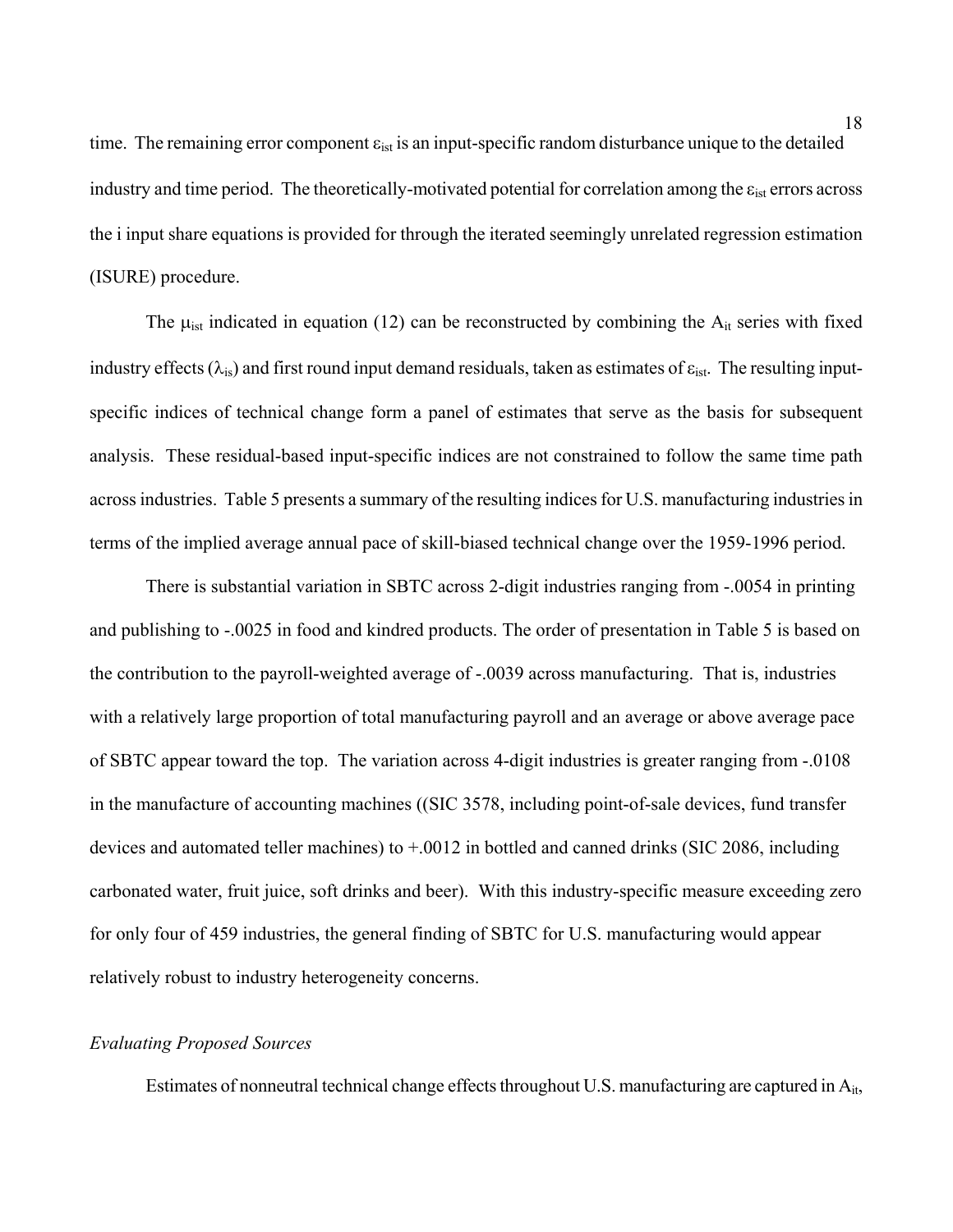time. The remaining error component $\varepsilon_{ist}$ is an input-specific random disturbance unique to the detailed industry and time period. The theoretically-motivated potential for correlation among the $\varepsilon_{ist}$ errors across the i input share equations is provided for through the iterated seemingly unrelated regression estimation (ISURE) procedure.

The $\mu_{ist}$ indicated in equation (12) can be reconstructed by combining the $A_{it}$ series with fixed industry effects ($\lambda_{is}$) and first round input demand residuals, taken as estimates of $\varepsilon_{ist}$. The resulting input-specific indices of technical change form a panel of estimates that serve as the basis for subsequent analysis. These residual-based input-specific indices are not constrained to follow the same time path across industries. Table 5 presents a summary of the resulting indices for U.S. manufacturing industries in terms of the implied average annual pace of skill-biased technical change over the 1959-1996 period.

There is substantial variation in SBTC across 2-digit industries ranging from -.0054 in printing and publishing to -.0025 in food and kindred products. The order of presentation in Table 5 is based on the contribution to the payroll-weighted average of -.0039 across manufacturing. That is, industries with a relatively large proportion of total manufacturing payroll and an average or above average pace of SBTC appear toward the top. The variation across 4-digit industries is greater ranging from -.0108 in the manufacture of accounting machines ((SIC 3578, including point-of-sale devices, fund transfer devices and automated teller machines) to +.0012 in bottled and canned drinks (SIC 2086, including carbonated water, fruit juice, soft drinks and beer). With this industry-specific measure exceeding zero for only four of 459 industries, the general finding of SBTC for U.S. manufacturing would appear relatively robust to industry heterogeneity concerns.

*Evaluating Proposed Sources*

Estimates of nonneutral technical change effects throughout U.S. manufacturing are captured in $A_{it}$,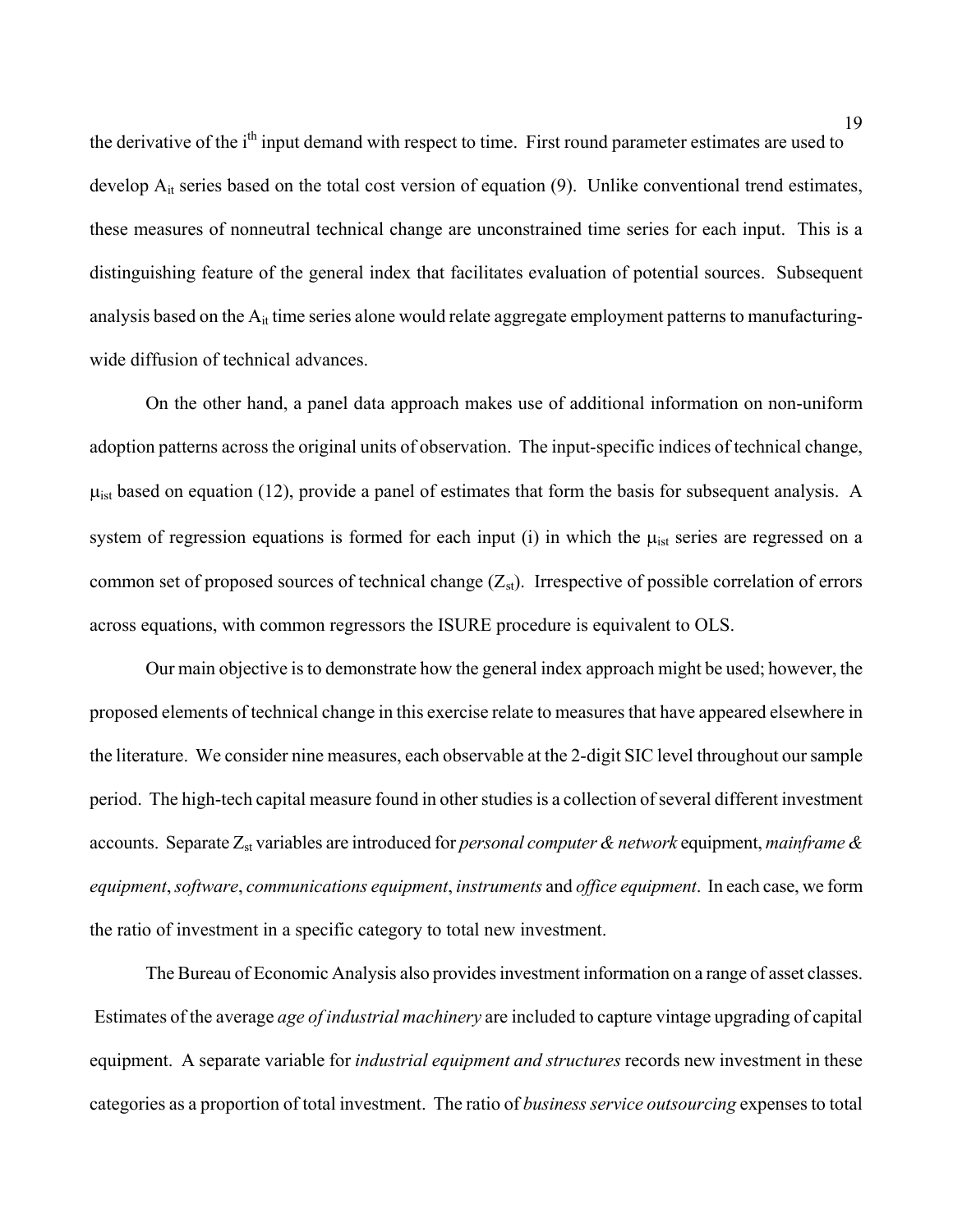the derivative of the $i^{th}$ input demand with respect to time. First round parameter estimates are used to develop $A_{it}$ series based on the total cost version of equation (9). Unlike conventional trend estimates, these measures of nonneutral technical change are unconstrained time series for each input. This is a distinguishing feature of the general index that facilitates evaluation of potential sources. Subsequent analysis based on the $A_{it}$ time series alone would relate aggregate employment patterns to manufacturing-wide diffusion of technical advances.

On the other hand, a panel data approach makes use of additional information on non-uniform adoption patterns across the original units of observation. The input-specific indices of technical change, $\mu_{ist}$ based on equation (12), provide a panel of estimates that form the basis for subsequent analysis. A system of regression equations is formed for each input (i) in which the $\mu_{ist}$ series are regressed on a common set of proposed sources of technical change ($Z_{st}$). Irrespective of possible correlation of errors across equations, with common regressors the ISURE procedure is equivalent to OLS.

Our main objective is to demonstrate how the general index approach might be used; however, the proposed elements of technical change in this exercise relate to measures that have appeared elsewhere in the literature. We consider nine measures, each observable at the 2-digit SIC level throughout our sample period. The high-tech capital measure found in other studies is a collection of several different investment accounts. Separate $Z_{st}$ variables are introduced for *personal computer & network* equipment, *mainframe & equipment*, *software*, *communications equipment*, *instruments* and *office equipment*. In each case, we form the ratio of investment in a specific category to total new investment.

The Bureau of Economic Analysis also provides investment information on a range of asset classes. Estimates of the average *age of industrial machinery* are included to capture vintage upgrading of capital equipment. A separate variable for *industrial equipment and structures* records new investment in these categories as a proportion of total investment. The ratio of *business service outsourcing* expenses to total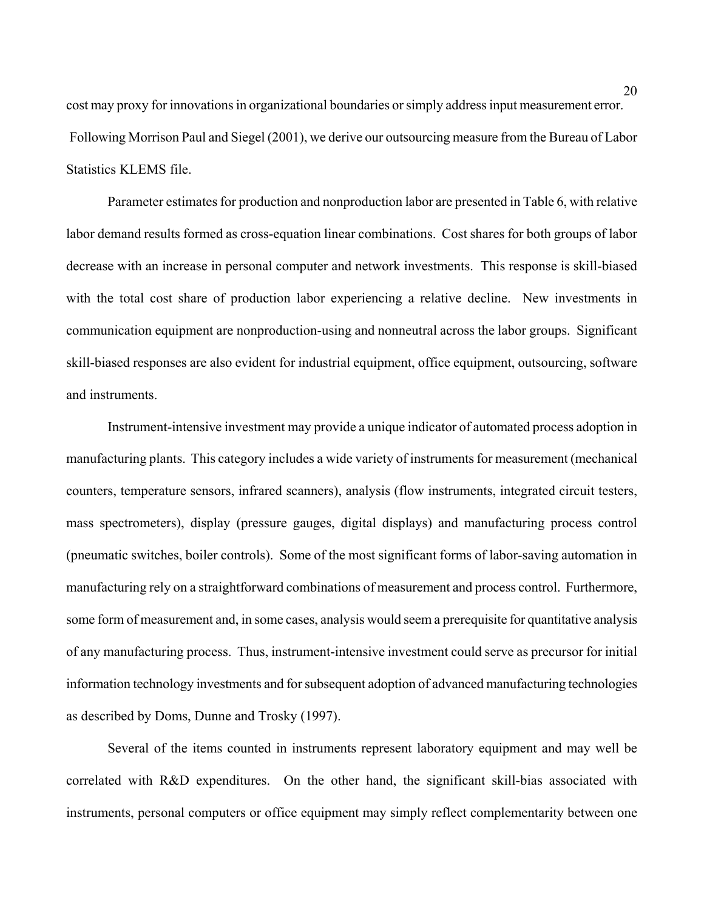cost may proxy for innovations in organizational boundaries or simply address input measurement error. Following Morrison Paul and Siegel (2001), we derive our outsourcing measure from the Bureau of Labor Statistics KLEMS file.

Parameter estimates for production and nonproduction labor are presented in Table 6, with relative labor demand results formed as cross-equation linear combinations. Cost shares for both groups of labor decrease with an increase in personal computer and network investments. This response is skill-biased with the total cost share of production labor experiencing a relative decline. New investments in communication equipment are nonproduction-using and nonneutral across the labor groups. Significant skill-biased responses are also evident for industrial equipment, office equipment, outsourcing, software and instruments.

Instrument-intensive investment may provide a unique indicator of automated process adoption in manufacturing plants. This category includes a wide variety of instruments for measurement (mechanical counters, temperature sensors, infrared scanners), analysis (flow instruments, integrated circuit testers, mass spectrometers), display (pressure gauges, digital displays) and manufacturing process control (pneumatic switches, boiler controls). Some of the most significant forms of labor-saving automation in manufacturing rely on a straightforward combinations of measurement and process control. Furthermore, some form of measurement and, in some cases, analysis would seem a prerequisite for quantitative analysis of any manufacturing process. Thus, instrument-intensive investment could serve as precursor for initial information technology investments and for subsequent adoption of advanced manufacturing technologies as described by Doms, Dunne and Trosky (1997).

Several of the items counted in instruments represent laboratory equipment and may well be correlated with R&D expenditures. On the other hand, the significant skill-bias associated with instruments, personal computers or office equipment may simply reflect complementarity between one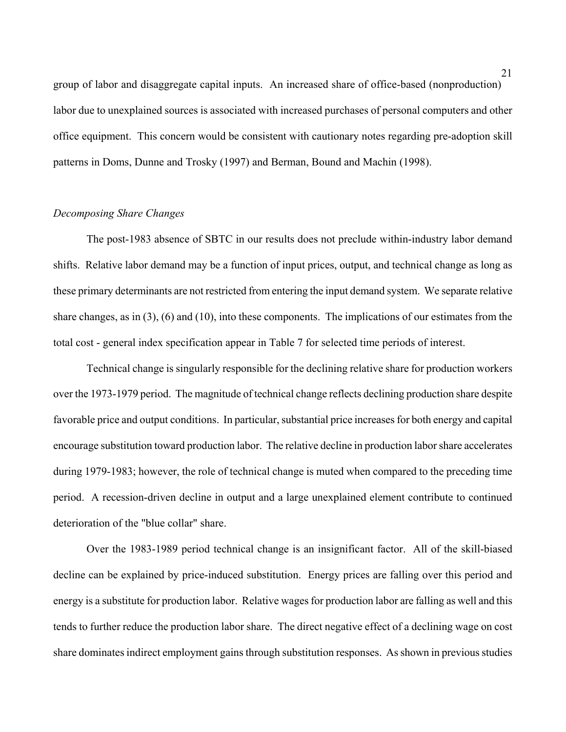group of labor and disaggregate capital inputs. An increased share of office-based (nonproduction) labor due to unexplained sources is associated with increased purchases of personal computers and other office equipment. This concern would be consistent with cautionary notes regarding pre-adoption skill patterns in Doms, Dunne and Trosky (1997) and Berman, Bound and Machin (1998).

*Decomposing Share Changes*

The post-1983 absence of SBTC in our results does not preclude within-industry labor demand shifts. Relative labor demand may be a function of input prices, output, and technical change as long as these primary determinants are not restricted from entering the input demand system. We separate relative share changes, as in (3), (6) and (10), into these components. The implications of our estimates from the total cost - general index specification appear in Table 7 for selected time periods of interest.

Technical change is singularly responsible for the declining relative share for production workers over the 1973-1979 period. The magnitude of technical change reflects declining production share despite favorable price and output conditions. In particular, substantial price increases for both energy and capital encourage substitution toward production labor. The relative decline in production labor share accelerates during 1979-1983; however, the role of technical change is muted when compared to the preceding time period. A recession-driven decline in output and a large unexplained element contribute to continued deterioration of the "blue collar" share.

Over the 1983-1989 period technical change is an insignificant factor. All of the skill-biased decline can be explained by price-induced substitution. Energy prices are falling over this period and energy is a substitute for production labor. Relative wages for production labor are falling as well and this tends to further reduce the production labor share. The direct negative effect of a declining wage on cost share dominates indirect employment gains through substitution responses. As shown in previous studies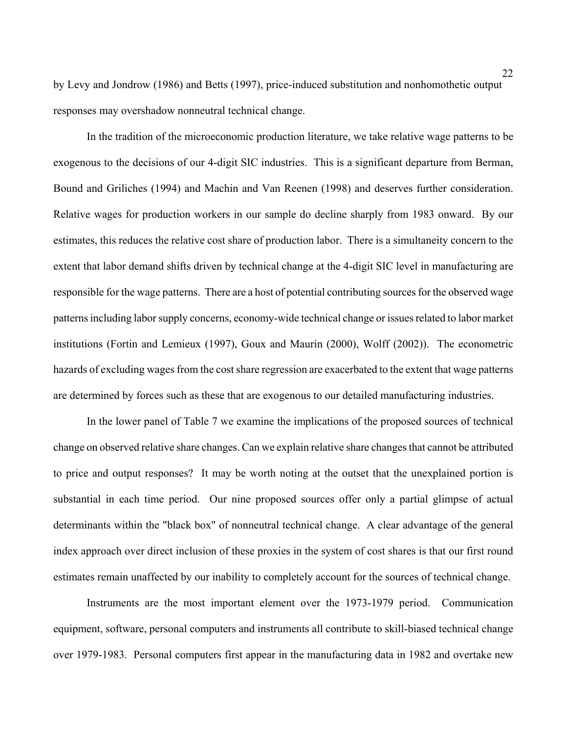by Levy and Jondrow (1986) and Betts (1997), price-induced substitution and nonhomothetic output responses may overshadow nonneutral technical change.

In the tradition of the microeconomic production literature, we take relative wage patterns to be exogenous to the decisions of our 4-digit SIC industries. This is a significant departure from Berman, Bound and Griliches (1994) and Machin and Van Reenen (1998) and deserves further consideration. Relative wages for production workers in our sample do decline sharply from 1983 onward. By our estimates, this reduces the relative cost share of production labor. There is a simultaneity concern to the extent that labor demand shifts driven by technical change at the 4-digit SIC level in manufacturing are responsible for the wage patterns. There are a host of potential contributing sources for the observed wage patterns including labor supply concerns, economy-wide technical change or issues related to labor market institutions (Fortin and Lemieux (1997), Goux and Maurin (2000), Wolff (2002)). The econometric hazards of excluding wages from the cost share regression are exacerbated to the extent that wage patterns are determined by forces such as these that are exogenous to our detailed manufacturing industries.

In the lower panel of Table 7 we examine the implications of the proposed sources of technical change on observed relative share changes. Can we explain relative share changes that cannot be attributed to price and output responses? It may be worth noting at the outset that the unexplained portion is substantial in each time period. Our nine proposed sources offer only a partial glimpse of actual determinants within the "black box" of nonneutral technical change. A clear advantage of the general index approach over direct inclusion of these proxies in the system of cost shares is that our first round estimates remain unaffected by our inability to completely account for the sources of technical change.

Instruments are the most important element over the 1973-1979 period. Communication equipment, software, personal computers and instruments all contribute to skill-biased technical change over 1979-1983. Personal computers first appear in the manufacturing data in 1982 and overtake new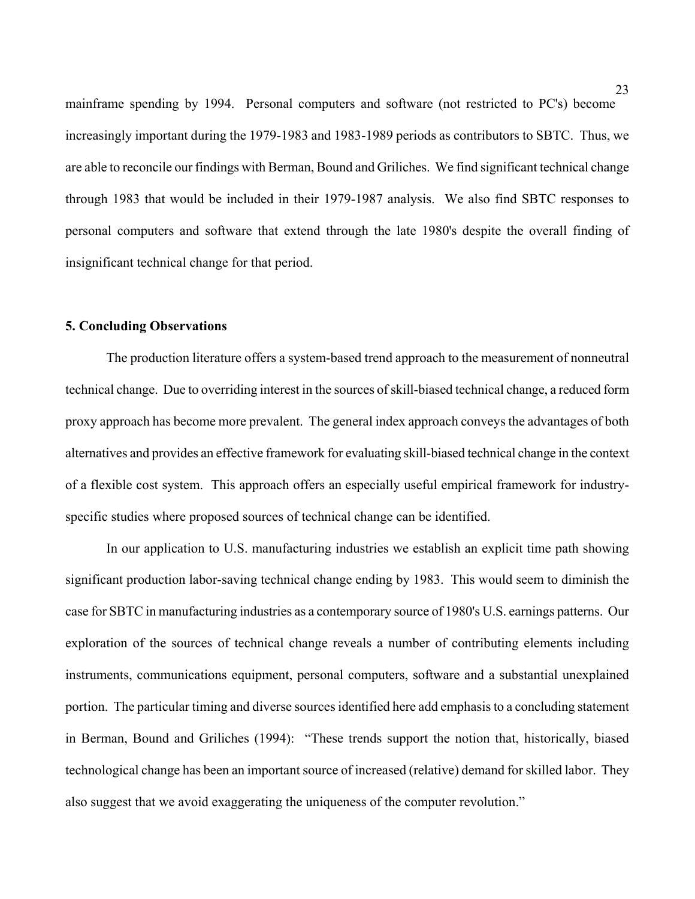mainframe spending by 1994. Personal computers and software (not restricted to PC's) become increasingly important during the 1979-1983 and 1983-1989 periods as contributors to SBTC. Thus, we are able to reconcile our findings with Berman, Bound and Griliches. We find significant technical change through 1983 that would be included in their 1979-1987 analysis. We also find SBTC responses to personal computers and software that extend through the late 1980's despite the overall finding of insignificant technical change for that period.

## 5. Concluding Observations

The production literature offers a system-based trend approach to the measurement of nonneutral technical change. Due to overriding interest in the sources of skill-biased technical change, a reduced form proxy approach has become more prevalent. The general index approach conveys the advantages of both alternatives and provides an effective framework for evaluating skill-biased technical change in the context of a flexible cost system. This approach offers an especially useful empirical framework for industry-specific studies where proposed sources of technical change can be identified.

In our application to U.S. manufacturing industries we establish an explicit time path showing significant production labor-saving technical change ending by 1983. This would seem to diminish the case for SBTC in manufacturing industries as a contemporary source of 1980's U.S. earnings patterns. Our exploration of the sources of technical change reveals a number of contributing elements including instruments, communications equipment, personal computers, software and a substantial unexplained portion. The particular timing and diverse sources identified here add emphasis to a concluding statement in Berman, Bound and Griliches (1994): "These trends support the notion that, historically, biased technological change has been an important source of increased (relative) demand for skilled labor. They also suggest that we avoid exaggerating the uniqueness of the computer revolution."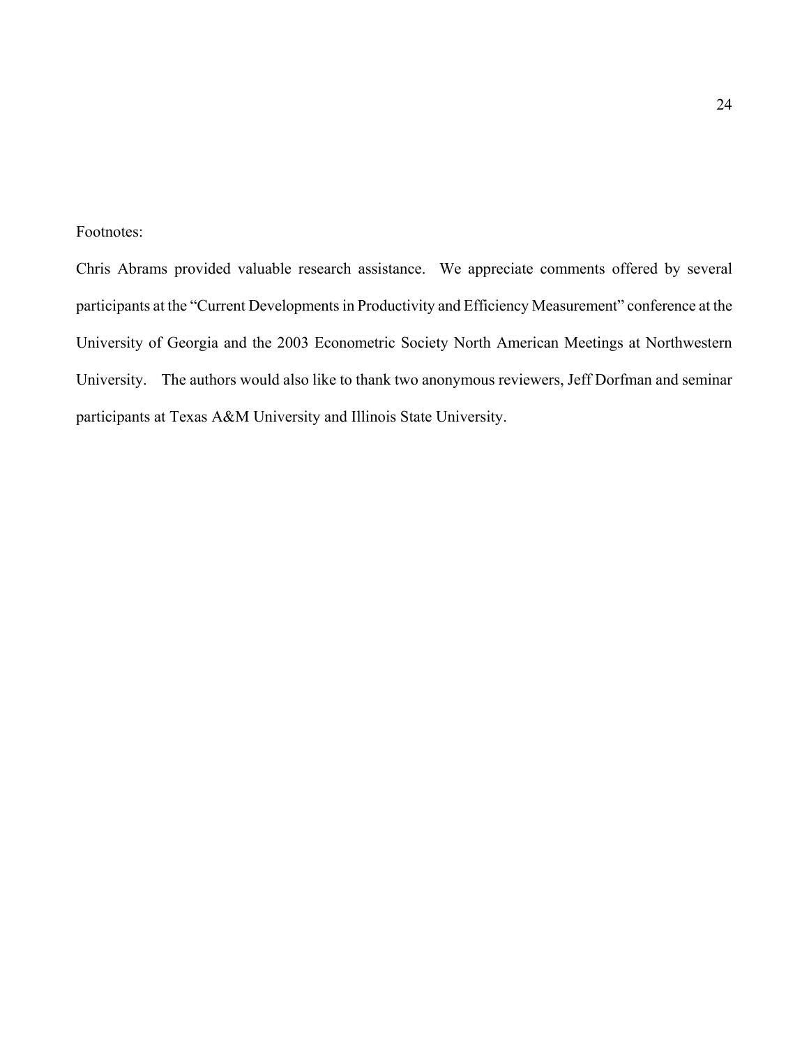Footnotes:

Chris Abrams provided valuable research assistance. We appreciate comments offered by several participants at the "Current Developments in Productivity and Efficiency Measurement" conference at the University of Georgia and the 2003 Econometric Society North American Meetings at Northwestern University. The authors would also like to thank two anonymous reviewers, Jeff Dorfman and seminar participants at Texas A&M University and Illinois State University.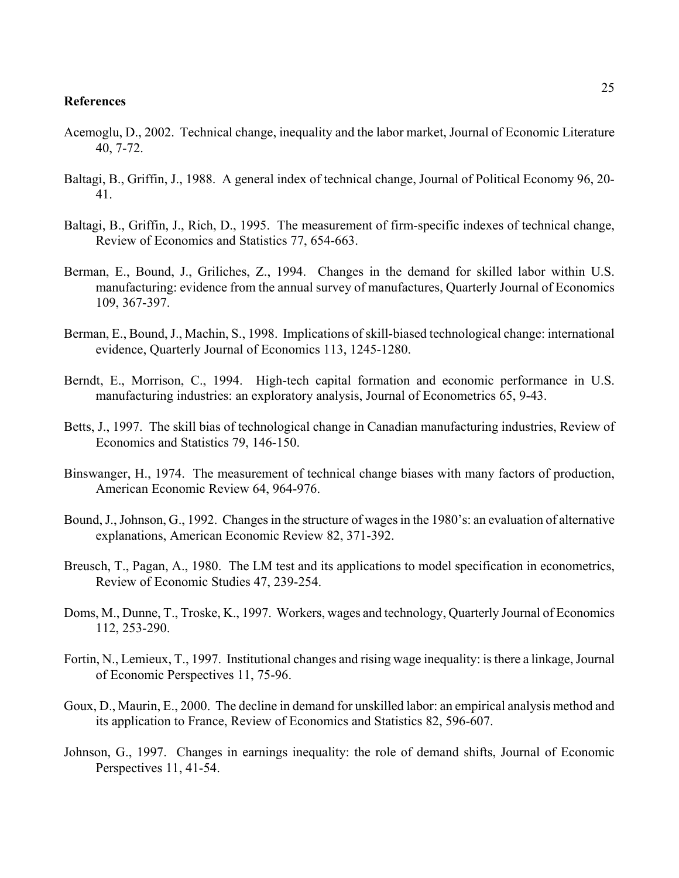## References

Acemoglu, D., 2002. Technical change, inequality and the labor market, Journal of Economic Literature 40, 7-72.

Baltagi, B., Griffin, J., 1988. A general index of technical change, Journal of Political Economy 96, 20-41.

Baltagi, B., Griffin, J., Rich, D., 1995. The measurement of firm-specific indexes of technical change, Review of Economics and Statistics 77, 654-663.

Berman, E., Bound, J., Griliches, Z., 1994. Changes in the demand for skilled labor within U.S. manufacturing: evidence from the annual survey of manufactures, Quarterly Journal of Economics 109, 367-397.

Berman, E., Bound, J., Machin, S., 1998. Implications of skill-biased technological change: international evidence, Quarterly Journal of Economics 113, 1245-1280.

Berndt, E., Morrison, C., 1994. High-tech capital formation and economic performance in U.S. manufacturing industries: an exploratory analysis, Journal of Econometrics 65, 9-43.

Betts, J., 1997. The skill bias of technological change in Canadian manufacturing industries, Review of Economics and Statistics 79, 146-150.

Binswanger, H., 1974. The measurement of technical change biases with many factors of production, American Economic Review 64, 964-976.

Bound, J., Johnson, G., 1992. Changes in the structure of wages in the 1980's: an evaluation of alternative explanations, American Economic Review 82, 371-392.

Breusch, T., Pagan, A., 1980. The LM test and its applications to model specification in econometrics, Review of Economic Studies 47, 239-254.

Doms, M., Dunne, T., Troske, K., 1997. Workers, wages and technology, Quarterly Journal of Economics 112, 253-290.

Fortin, N., Lemieux, T., 1997. Institutional changes and rising wage inequality: is there a linkage, Journal of Economic Perspectives 11, 75-96.

Goux, D., Maurin, E., 2000. The decline in demand for unskilled labor: an empirical analysis method and its application to France, Review of Economics and Statistics 82, 596-607.

Johnson, G., 1997. Changes in earnings inequality: the role of demand shifts, Journal of Economic Perspectives 11, 41-54.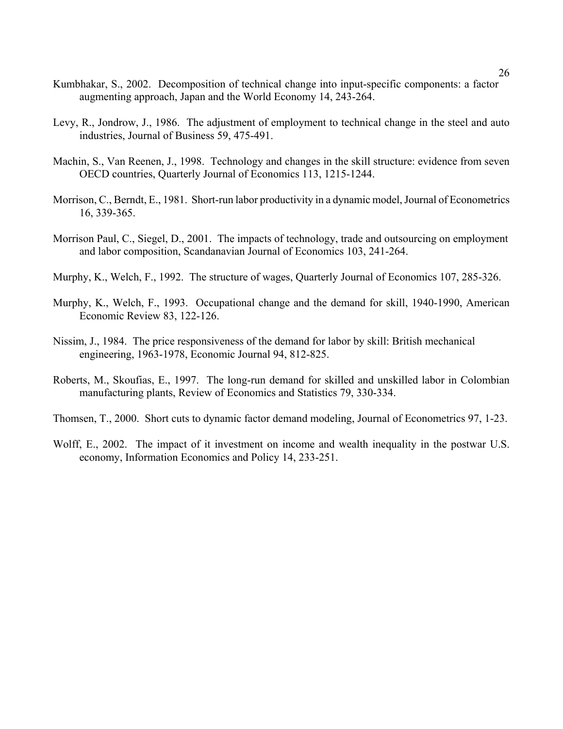Kumbhakar, S., 2002. Decomposition of technical change into input-specific components: a factor augmenting approach, Japan and the World Economy 14, 243-264.

Levy, R., Jondrow, J., 1986. The adjustment of employment to technical change in the steel and auto industries, Journal of Business 59, 475-491.

Machin, S., Van Reenen, J., 1998. Technology and changes in the skill structure: evidence from seven OECD countries, Quarterly Journal of Economics 113, 1215-1244.

Morrison, C., Berndt, E., 1981. Short-run labor productivity in a dynamic model, Journal of Econometrics 16, 339-365.

Morrison Paul, C., Siegel, D., 2001. The impacts of technology, trade and outsourcing on employment and labor composition, Scandanavian Journal of Economics 103, 241-264.

Murphy, K., Welch, F., 1992. The structure of wages, Quarterly Journal of Economics 107, 285-326.

Murphy, K., Welch, F., 1993. Occupational change and the demand for skill, 1940-1990, American Economic Review 83, 122-126.

Nissim, J., 1984. The price responsiveness of the demand for labor by skill: British mechanical engineering, 1963-1978, Economic Journal 94, 812-825.

Roberts, M., Skoufias, E., 1997. The long-run demand for skilled and unskilled labor in Colombian manufacturing plants, Review of Economics and Statistics 79, 330-334.

Thomsen, T., 2000. Short cuts to dynamic factor demand modeling, Journal of Econometrics 97, 1-23.

Wolff, E., 2002. The impact of it investment on income and wealth inequality in the postwar U.S. economy, Information Economics and Policy 14, 233-251.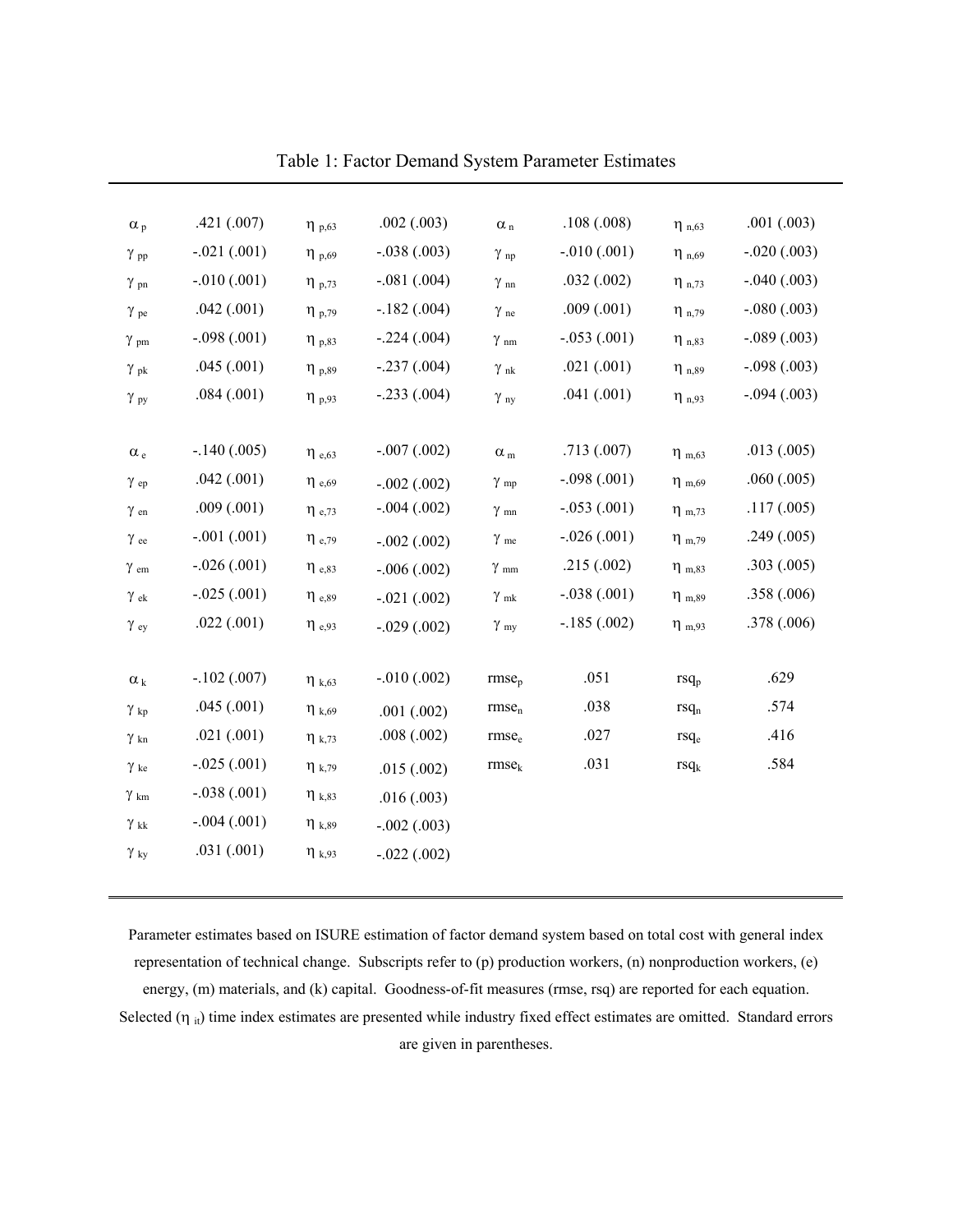Table 1: Factor Demand System Parameter Estimates

| | | | | | | | |
|---|---|---|---|---|---|---|---|
| $\alpha_p$ | .421 (.007) | $\eta_{p,63}$ | .002 (.003) | $\alpha_n$ | .108 (.008) | $\eta_{n,63}$ | .001 (.003) |
| $\gamma_{pp}$ | -.021 (.001) | $\eta_{p,69}$ | -.038 (.003) | $\gamma_{np}$ | -.010 (.001) | $\eta_{n,69}$ | -.020 (.003) |
| $\gamma_{pn}$ | -.010 (.001) | $\eta_{p,73}$ | -.081 (.004) | $\gamma_{nn}$ | .032 (.002) | $\eta_{n,73}$ | -.040 (.003) |
| $\gamma_{pe}$ | .042 (.001) | $\eta_{p,79}$ | -.182 (.004) | $\gamma_{ne}$ | .009 (.001) | $\eta_{n,79}$ | -.080 (.003) |
| $\gamma_{pm}$ | -.098 (.001) | $\eta_{p,83}$ | -.224 (.004) | $\gamma_{nm}$ | -.053 (.001) | $\eta_{n,83}$ | -.089 (.003) |
| $\gamma_{pk}$ | .045 (.001) | $\eta_{p,89}$ | -.237 (.004) | $\gamma_{nk}$ | .021 (.001) | $\eta_{n,89}$ | -.098 (.003) |
| $\gamma_{py}$ | .084 (.001) | $\eta_{p,93}$ | -.233 (.004) | $\gamma_{ny}$ | .041 (.001) | $\eta_{n,93}$ | -.094 (.003) |
| | | | | | | | |
| $\alpha_e$ | -.140 (.005) | $\eta_{e,63}$ | -.007 (.002) | $\alpha_m$ | .713 (.007) | $\eta_{m,63}$ | .013 (.005) |
| $\gamma_{ep}$ | .042 (.001) | $\eta_{e,69}$ | -.002 (.002) | $\gamma_{mp}$ | -.098 (.001) | $\eta_{m,69}$ | .060 (.005) |
| $\gamma_{en}$ | .009 (.001) | $\eta_{e,73}$ | -.004 (.002) | $\gamma_{mn}$ | -.053 (.001) | $\eta_{m,73}$ | .117 (.005) |
| $\gamma_{ee}$ | -.001 (.001) | $\eta_{e,79}$ | -.002 (.002) | $\gamma_{me}$ | -.026 (.001) | $\eta_{m,79}$ | .249 (.005) |
| $\gamma_{em}$ | -.026 (.001) | $\eta_{e,83}$ | -.006 (.002) | $\gamma_{mm}$ | .215 (.002) | $\eta_{m,83}$ | .303 (.005) |
| $\gamma_{ek}$ | -.025 (.001) | $\eta_{e,89}$ | -.021 (.002) | $\gamma_{mk}$ | -.038 (.001) | $\eta_{m,89}$ | .358 (.006) |
| $\gamma_{ey}$ | .022 (.001) | $\eta_{e,93}$ | -.029 (.002) | $\gamma_{my}$ | -.185 (.002) | $\eta_{m,93}$ | .378 (.006) |
| | | | | | | | |
| $\alpha_k$ | -.102 (.007) | $\eta_{k,63}$ | -.010 (.002) | $rmse_p$ | .051 | $rsq_p$ | .629 |
| $\gamma_{kp}$ | .045 (.001) | $\eta_{k,69}$ | .001 (.002) | $rmse_n$ | .038 | $rsq_n$ | .574 |
| $\gamma_{kn}$ | .021 (.001) | $\eta_{k,73}$ | .008 (.002) | $rmse_e$ | .027 | $rsq_e$ | .416 |
| $\gamma_{ke}$ | -.025 (.001) | $\eta_{k,79}$ | .015 (.002) | $rmse_k$ | .031 | $rsq_k$ | .584 |
| $\gamma_{km}$ | -.038 (.001) | $\eta_{k,83}$ | .016 (.003) | | | | |
| $\gamma_{kk}$ | -.004 (.001) | $\eta_{k,89}$ | -.002 (.003) | | | | |
| $\gamma_{ky}$ | .031 (.001) | $\eta_{k,93}$ | -.022 (.002) | | | | |

Parameter estimates based on ISURE estimation of factor demand system based on total cost with general index representation of technical change. Subscripts refer to (p) production workers, (n) nonproduction workers, (e) energy, (m) materials, and (k) capital. Goodness-of-fit measures (rmse, rsq) are reported for each equation. Selected ($\eta_{it}$) time index estimates are presented while industry fixed effect estimates are omitted. Standard errors are given in parentheses.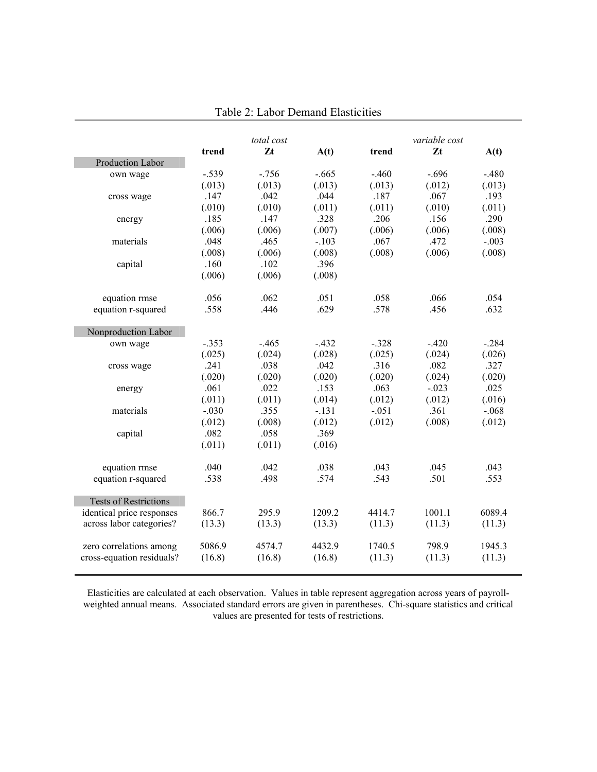## Table 2: Labor Demand Elasticities

| | *total cost* | | | *variable cost* | | |
|---|---|---|---|---|---|---|
| | **trend** | **Zt** | **A(t)** | **trend** | **Zt** | **A(t)** |
| **Production Labor** | | | | | | |
| own wage | -.539 | -.756 | -.665 | -.460 | -.696 | -.480 |
| | (.013) | (.013) | (.013) | (.013) | (.012) | (.013) |
| cross wage | .147 | .042 | .044 | .187 | .067 | .193 |
| | (.010) | (.010) | (.011) | (.011) | (.010) | (.011) |
| energy | .185 | .147 | .328 | .206 | .156 | .290 |
| | (.006) | (.006) | (.007) | (.006) | (.006) | (.008) |
| materials | .048 | .465 | -.103 | .067 | .472 | -.003 |
| | (.008) | (.006) | (.008) | (.008) | (.006) | (.008) |
| capital | .160 | .102 | .396 | | | |
| | (.006) | (.006) | (.008) | | | |
| equation rmse | .056 | .062 | .051 | .058 | .066 | .054 |
| equation r-squared | .558 | .446 | .629 | .578 | .456 | .632 |
| **Nonproduction Labor** | | | | | | |
| own wage | -.353 | -.465 | -.432 | -.328 | -.420 | -.284 |
| | (.025) | (.024) | (.028) | (.025) | (.024) | (.026) |
| cross wage | .241 | .038 | .042 | .316 | .082 | .327 |
| | (.020) | (.020) | (.020) | (.020) | (.024) | (.020) |
| energy | .061 | .022 | .153 | .063 | -.023 | .025 |
| | (.011) | (.011) | (.014) | (.012) | (.012) | (.016) |
| materials | -.030 | .355 | -.131 | -.051 | .361 | -.068 |
| | (.012) | (.008) | (.012) | (.012) | (.008) | (.012) |
| capital | .082 | .058 | .369 | | | |
| | (.011) | (.011) | (.016) | | | |
| equation rmse | .040 | .042 | .038 | .043 | .045 | .043 |
| equation r-squared | .538 | .498 | .574 | .543 | .501 | .553 |
| **Tests of Restrictions** | | | | | | |
| identical price responses across labor categories? | 866.7 | 295.9 | 1209.2 | 4414.7 | 1001.1 | 6089.4 |
| | (13.3) | (13.3) | (13.3) | (11.3) | (11.3) | (11.3) |
| zero correlations among cross-equation residuals? | 5086.9 | 4574.7 | 4432.9 | 1740.5 | 798.9 | 1945.3 |
| | (16.8) | (16.8) | (16.8) | (11.3) | (11.3) | (11.3) |

Elasticities are calculated at each observation. Values in table represent aggregation across years of payroll-weighted annual means. Associated standard errors are given in parentheses. Chi-square statistics and critical values are presented for tests of restrictions.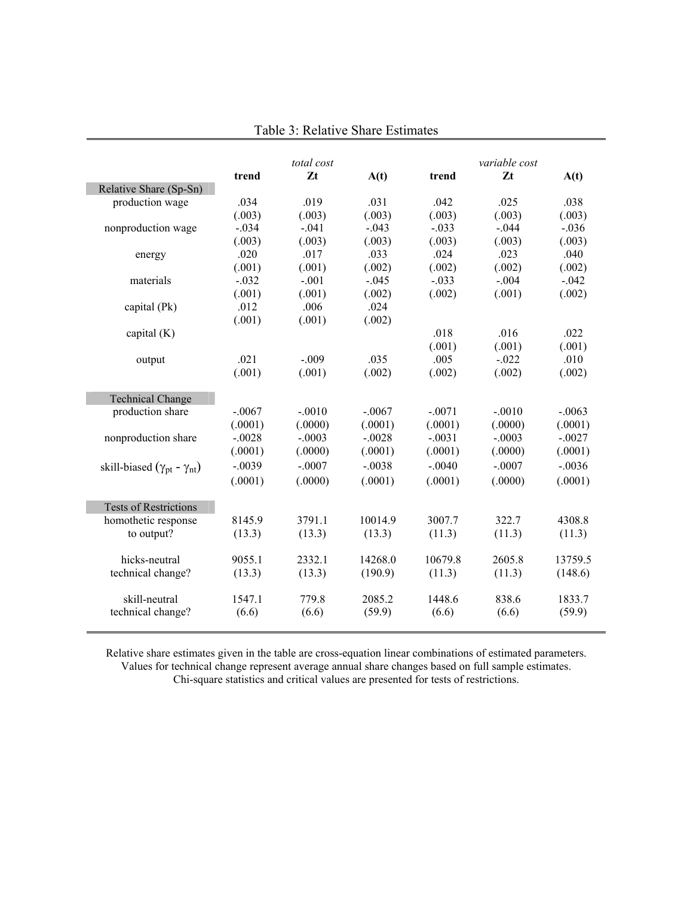## Table 3: Relative Share Estimates

| | *total cost* | | | *variable cost* | | |
|---|---|---|---|---|---|---|
| | **trend** | **Zt** | **A(t)** | **trend** | **Zt** | **A(t)** |
| **Relative Share (Sp-Sn)** | | | | | | |
| production wage | .034 | .019 | .031 | .042 | .025 | .038 |
| | (.003) | (.003) | (.003) | (.003) | (.003) | (.003) |
| nonproduction wage | -.034 | -.041 | -.043 | -.033 | -.044 | -.036 |
| | (.003) | (.003) | (.003) | (.003) | (.003) | (.003) |
| energy | .020 | .017 | .033 | .024 | .023 | .040 |
| | (.001) | (.001) | (.002) | (.002) | (.002) | (.002) |
| materials | -.032 | -.001 | -.045 | -.033 | -.004 | -.042 |
| | (.001) | (.001) | (.002) | (.002) | (.001) | (.002) |
| capital (Pk) | .012 | .006 | .024 | | | |
| | (.001) | (.001) | (.002) | | | |
| capital (K) | | | | .018 | .016 | .022 |
| | | | | (.001) | (.001) | (.001) |
| output | .021 | -.009 | .035 | .005 | -.022 | .010 |
| | (.001) | (.001) | (.002) | (.002) | (.002) | (.002) |
| **Technical Change** | | | | | | |
| production share | -.0067 | -.0010 | -.0067 | -.0071 | -.0010 | -.0063 |
| | (.0001) | (.0000) | (.0001) | (.0001) | (.0000) | (.0001) |
| nonproduction share | -.0028 | -.0003 | -.0028 | -.0031 | -.0003 | -.0027 |
| | (.0001) | (.0000) | (.0001) | (.0001) | (.0000) | (.0001) |
| skill-biased ($\gamma_{pt} - \gamma_{nt}$) | -.0039 | -.0007 | -.0038 | -.0040 | -.0007 | -.0036 |
| | (.0001) | (.0000) | (.0001) | (.0001) | (.0000) | (.0001) |
| **Tests of Restrictions** | | | | | | |
| homothetic response to output? | 8145.9 | 3791.1 | 10014.9 | 3007.7 | 322.7 | 4308.8 |
| | (13.3) | (13.3) | (13.3) | (11.3) | (11.3) | (11.3) |
| hicks-neutral technical change? | 9055.1 | 2332.1 | 14268.0 | 10679.8 | 2605.8 | 13759.5 |
| | (13.3) | (13.3) | (190.9) | (11.3) | (11.3) | (148.6) |
| skill-neutral technical change? | 1547.1 | 779.8 | 2085.2 | 1448.6 | 838.6 | 1833.7 |
| | (6.6) | (6.6) | (59.9) | (6.6) | (6.6) | (59.9) |

Relative share estimates given in the table are cross-equation linear combinations of estimated parameters.
Values for technical change represent average annual share changes based on full sample estimates.
Chi-square statistics and critical values are presented for tests of restrictions.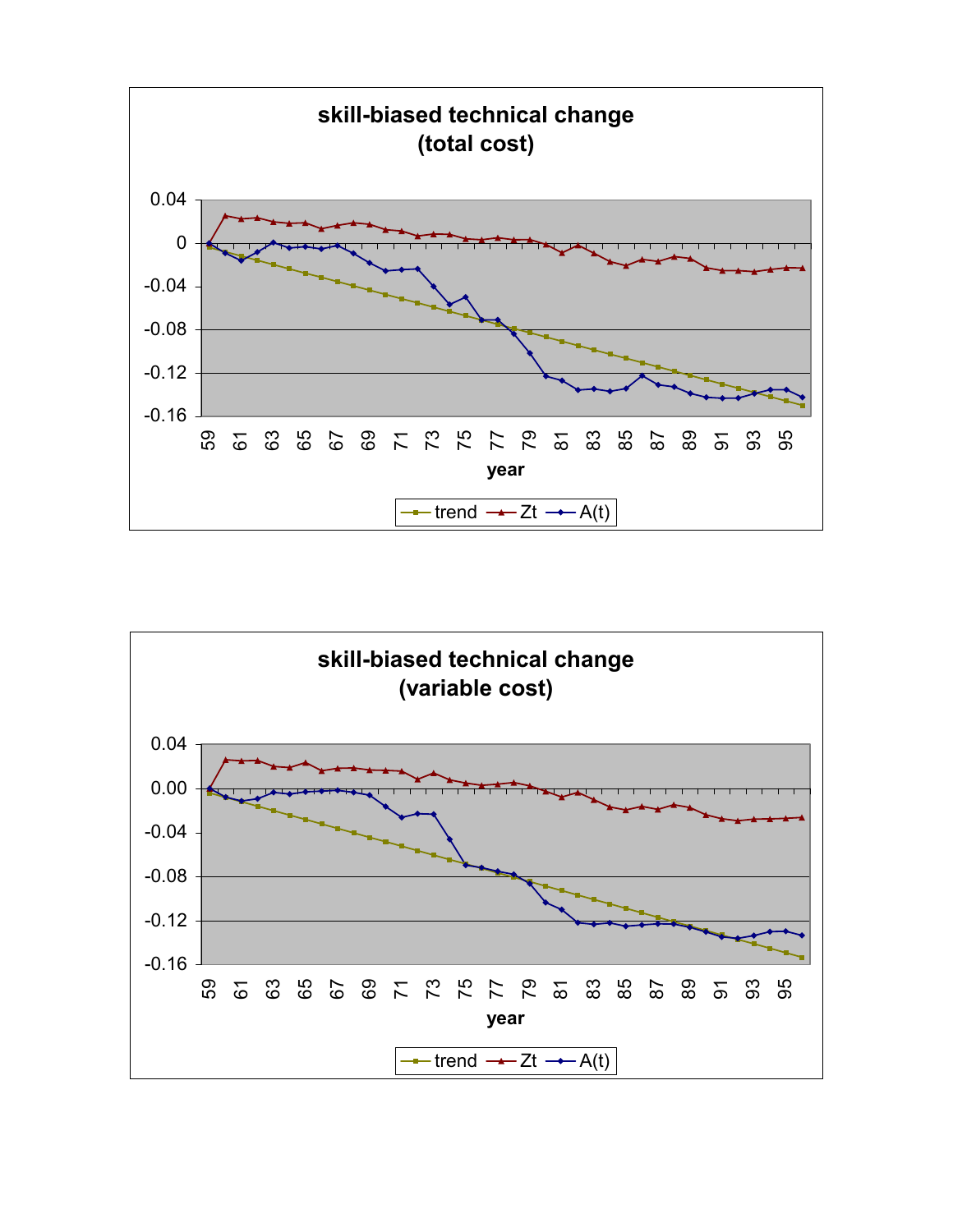**skill-biased technical change**
**(total cost)**

0.04
0
-0.04
-0.08
-0.12
-0.16

59 61 63 65 67 69 71 73 75 77 79 81 83 85 87 89 91 93 95

year

trend — Zt — A(t)

**skill-biased technical change**
**(variable cost)**

0.04
0.00
-0.04
-0.08
-0.12
-0.16

59 61 63 65 67 69 71 73 75 77 79 81 83 85 87 89 91 93 95

year

trend — Zt — A(t)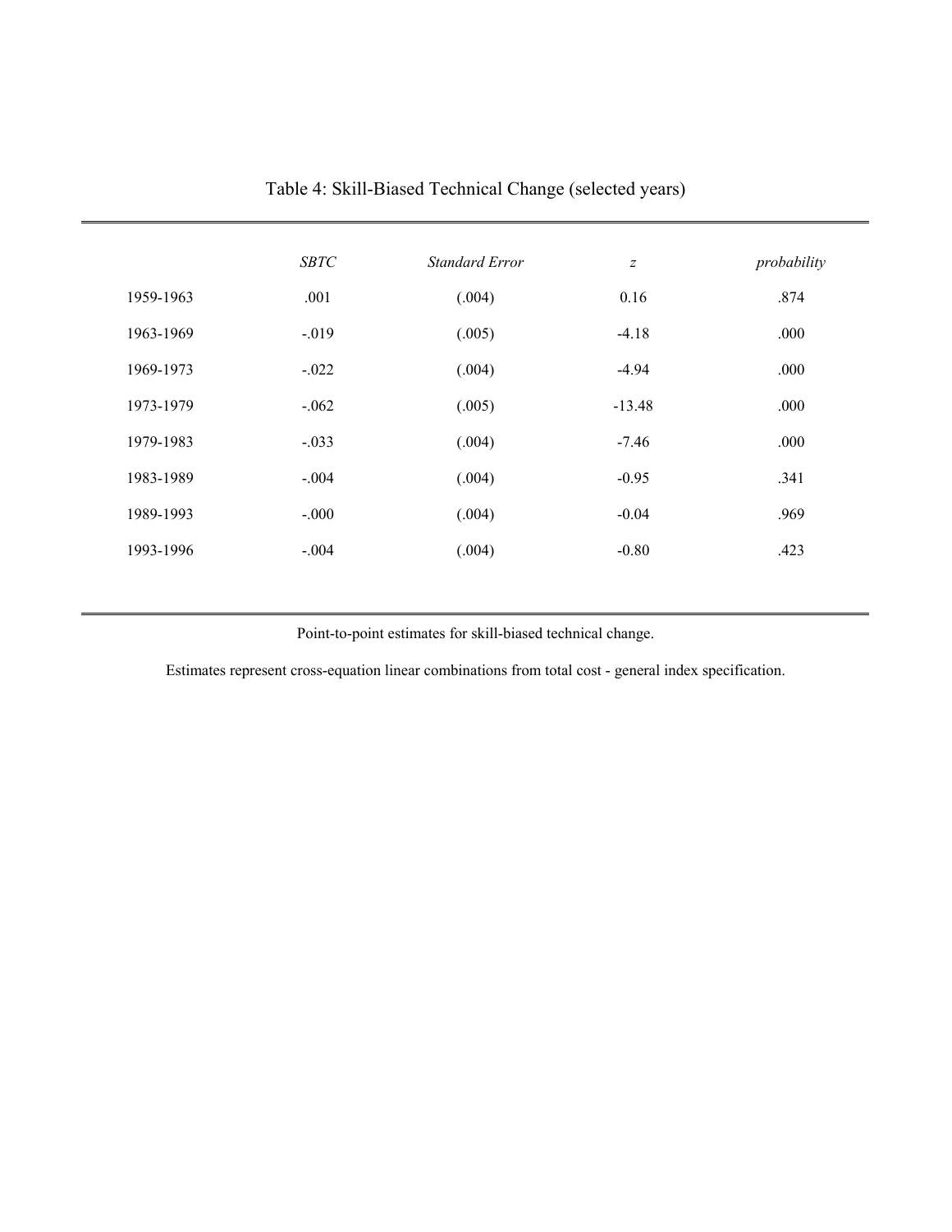# Table 4: Skill-Biased Technical Change (selected years)

| | *SBTC* | *Standard Error* | *z* | *probability* |
|---|---|---|---|---|
| 1959-1963 | .001 | (.004) | 0.16 | .874 |
| 1963-1969 | -.019 | (.005) | -4.18 | .000 |
| 1969-1973 | -.022 | (.004) | -4.94 | .000 |
| 1973-1979 | -.062 | (.005) | -13.48 | .000 |
| 1979-1983 | -.033 | (.004) | -7.46 | .000 |
| 1983-1989 | -.004 | (.004) | -0.95 | .341 |
| 1989-1993 | -.000 | (.004) | -0.04 | .969 |
| 1993-1996 | -.004 | (.004) | -0.80 | .423 |

Point-to-point estimates for skill-biased technical change.

Estimates represent cross-equation linear combinations from total cost - general index specification.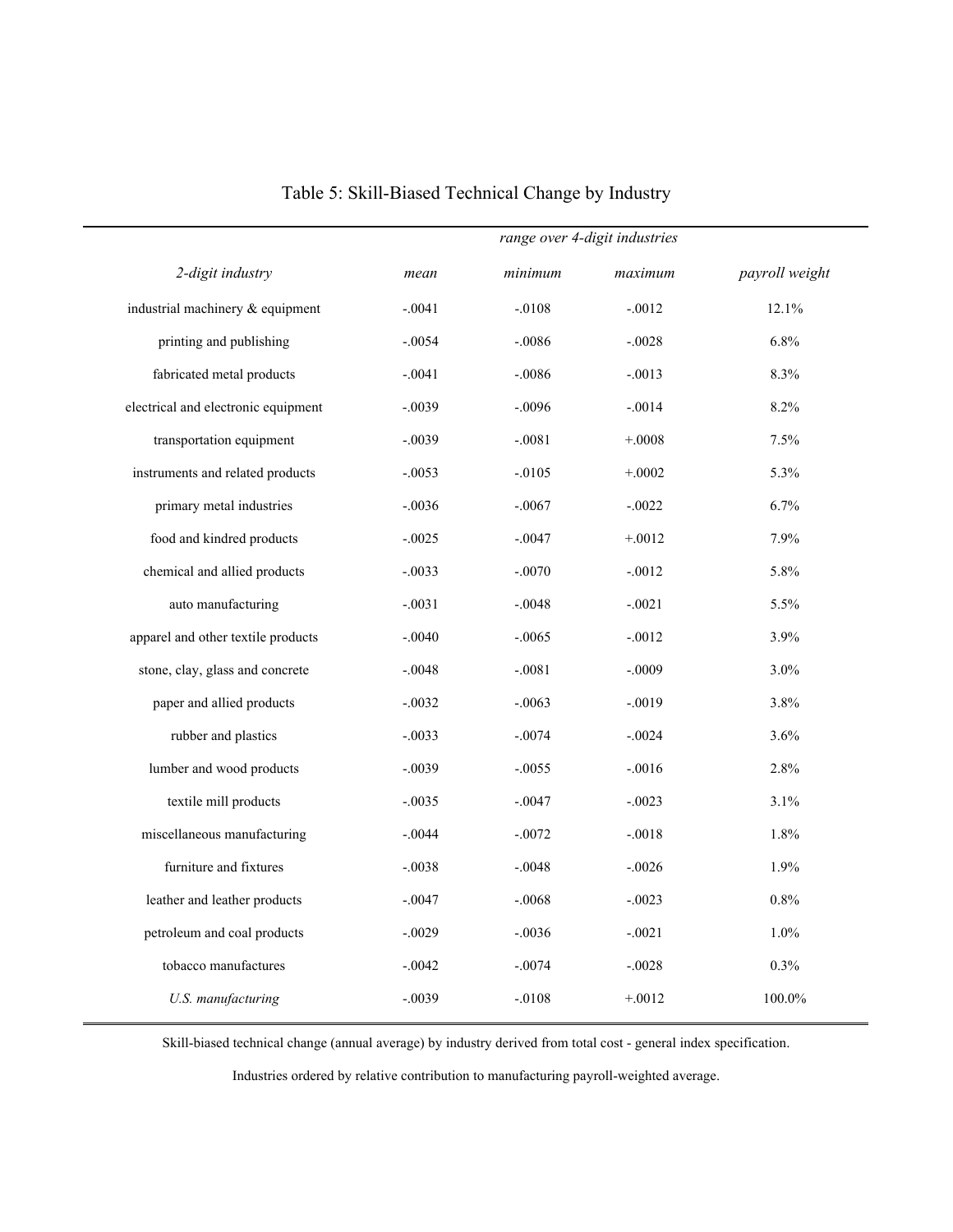# Table 5: Skill-Biased Technical Change by Industry

| *2-digit industry* | *mean* | *range over 4-digit industries* *minimum* | *maximum* | *payroll weight* |
|---|---|---|---|---|
| industrial machinery & equipment | -.0041 | -.0108 | -.0012 | 12.1% |
| printing and publishing | -.0054 | -.0086 | -.0028 | 6.8% |
| fabricated metal products | -.0041 | -.0086 | -.0013 | 8.3% |
| electrical and electronic equipment | -.0039 | -.0096 | -.0014 | 8.2% |
| transportation equipment | -.0039 | -.0081 | +.0008 | 7.5% |
| instruments and related products | -.0053 | -.0105 | +.0002 | 5.3% |
| primary metal industries | -.0036 | -.0067 | -.0022 | 6.7% |
| food and kindred products | -.0025 | -.0047 | +.0012 | 7.9% |
| chemical and allied products | -.0033 | -.0070 | -.0012 | 5.8% |
| auto manufacturing | -.0031 | -.0048 | -.0021 | 5.5% |
| apparel and other textile products | -.0040 | -.0065 | -.0012 | 3.9% |
| stone, clay, glass and concrete | -.0048 | -.0081 | -.0009 | 3.0% |
| paper and allied products | -.0032 | -.0063 | -.0019 | 3.8% |
| rubber and plastics | -.0033 | -.0074 | -.0024 | 3.6% |
| lumber and wood products | -.0039 | -.0055 | -.0016 | 2.8% |
| textile mill products | -.0035 | -.0047 | -.0023 | 3.1% |
| miscellaneous manufacturing | -.0044 | -.0072 | -.0018 | 1.8% |
| furniture and fixtures | -.0038 | -.0048 | -.0026 | 1.9% |
| leather and leather products | -.0047 | -.0068 | -.0023 | 0.8% |
| petroleum and coal products | -.0029 | -.0036 | -.0021 | 1.0% |
| tobacco manufactures | -.0042 | -.0074 | -.0028 | 0.3% |
| *U.S. manufacturing* | -.0039 | -.0108 | +.0012 | 100.0% |

Skill-biased technical change (annual average) by industry derived from total cost - general index specification.

Industries ordered by relative contribution to manufacturing payroll-weighted average.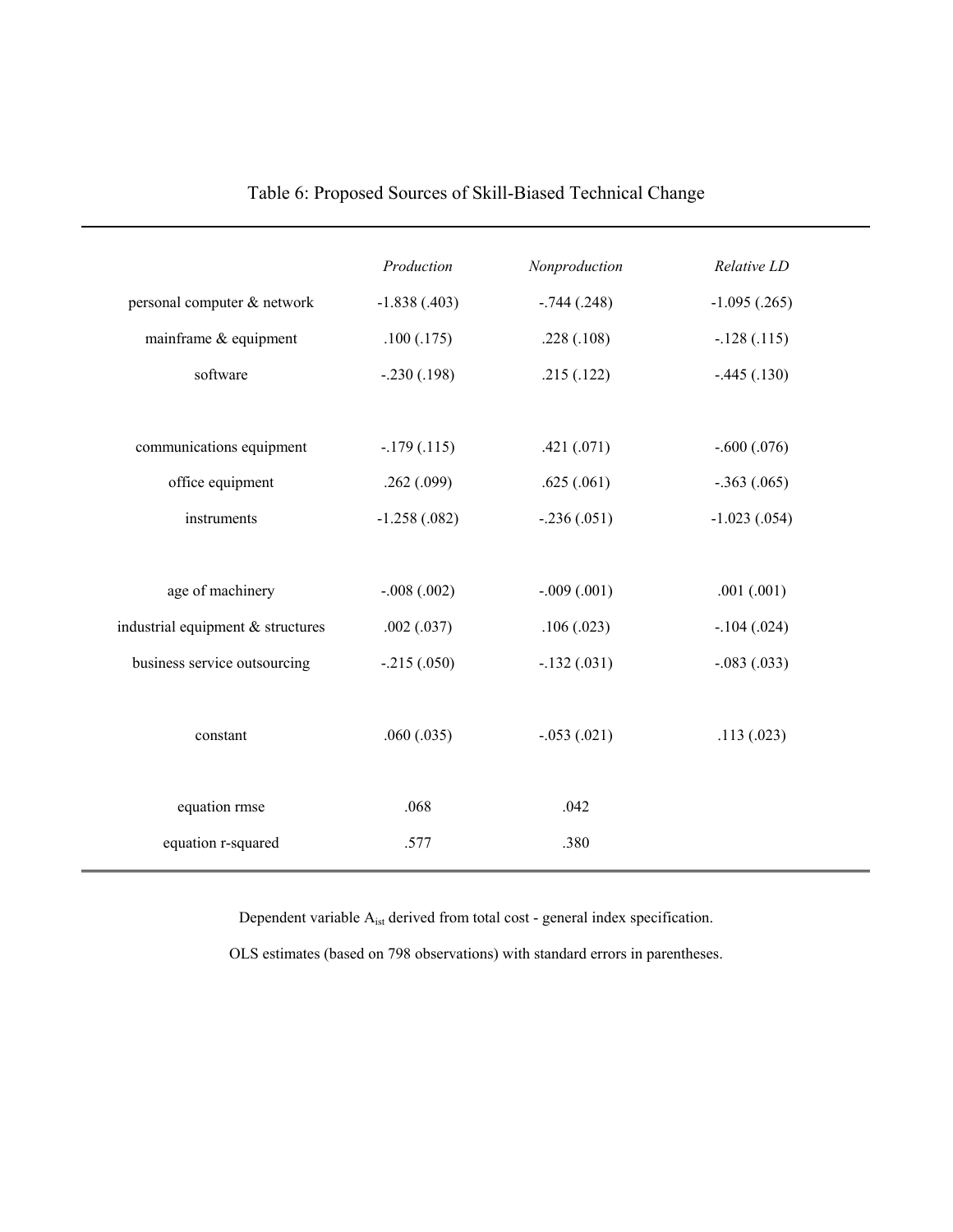## Table 6: Proposed Sources of Skill-Biased Technical Change

| | *Production* | *Nonproduction* | *Relative LD* |
|---|---|---|---|
| personal computer & network | -1.838 (.403) | -.744 (.248) | -1.095 (.265) |
| mainframe & equipment | .100 (.175) | .228 (.108) | -.128 (.115) |
| software | -.230 (.198) | .215 (.122) | -.445 (.130) |
| communications equipment | -.179 (.115) | .421 (.071) | -.600 (.076) |
| office equipment | .262 (.099) | .625 (.061) | -.363 (.065) |
| instruments | -1.258 (.082) | -.236 (.051) | -1.023 (.054) |
| age of machinery | -.008 (.002) | -.009 (.001) | .001 (.001) |
| industrial equipment & structures | .002 (.037) | .106 (.023) | -.104 (.024) |
| business service outsourcing | -.215 (.050) | -.132 (.031) | -.083 (.033) |
| constant | .060 (.035) | -.053 (.021) | .113 (.023) |
| equation rmse | .068 | .042 | |
| equation r-squared | .577 | .380 | |

Dependent variable $A_{ist}$ derived from total cost - general index specification.

OLS estimates (based on 798 observations) with standard errors in parentheses.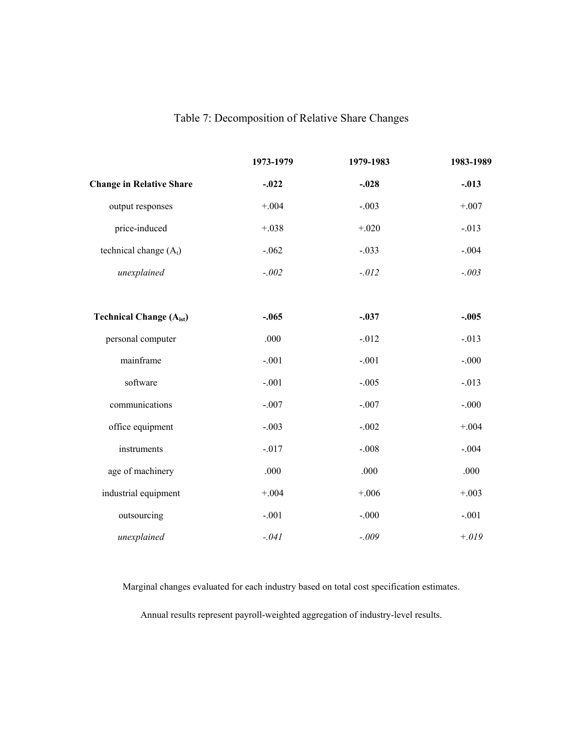# Table 7: Decomposition of Relative Share Changes

| | 1973-1979 | 1979-1983 | 1983-1989 |
|---|---|---|---|
| **Change in Relative Share** | **-.022** | **-.028** | **-.013** |
| output responses | +.004 | -.003 | +.007 |
| price-induced | +.038 | +.020 | -.013 |
| technical change ($A_t$) | -.062 | -.033 | -.004 |
| *unexplained* | *-.002* | *-.012* | *-.003* |
| | | | |
| **Technical Change ($A_{ist}$)** | **-.065** | **-.037** | **-.005** |
| personal computer | .000 | -.012 | -.013 |
| mainframe | -.001 | -.001 | -.000 |
| software | -.001 | -.005 | -.013 |
| communications | -.007 | -.007 | -.000 |
| office equipment | -.003 | -.002 | +.004 |
| instruments | -.017 | -.008 | -.004 |
| age of machinery | .000 | .000 | .000 |
| industrial equipment | +.004 | +.006 | +.003 |
| outsourcing | -.001 | -.000 | -.001 |
| *unexplained* | *-.041* | *-.009* | *+.019* |

Marginal changes evaluated for each industry based on total cost specification estimates.

Annual results represent payroll-weighted aggregation of industry-level results.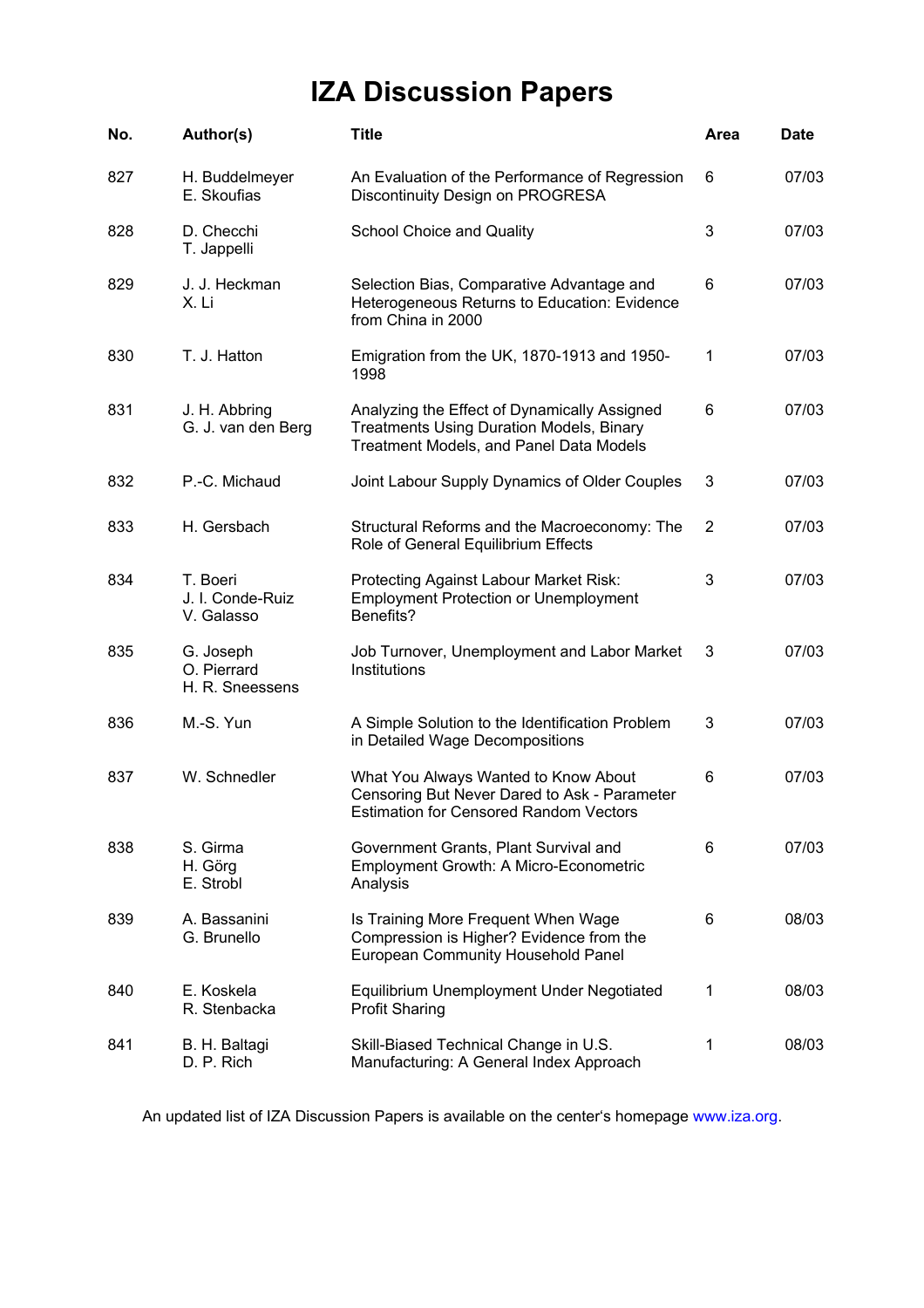# IZA Discussion Papers

| No. | Author(s) | Title | Area | Date |
|---|---|---|---|---|
| 827 | H. Buddelmeyer<br>E. Skoufias | An Evaluation of the Performance of Regression Discontinuity Design on PROGRESA | 6 | 07/03 |
| 828 | D. Checchi<br>T. Jappelli | School Choice and Quality | 3 | 07/03 |
| 829 | J. J. Heckman<br>X. Li | Selection Bias, Comparative Advantage and Heterogeneous Returns to Education: Evidence from China in 2000 | 6 | 07/03 |
| 830 | T. J. Hatton | Emigration from the UK, 1870-1913 and 1950-1998 | 1 | 07/03 |
| 831 | J. H. Abbring<br>G. J. van den Berg | Analyzing the Effect of Dynamically Assigned Treatments Using Duration Models, Binary Treatment Models, and Panel Data Models | 6 | 07/03 |
| 832 | P.-C. Michaud | Joint Labour Supply Dynamics of Older Couples | 3 | 07/03 |
| 833 | H. Gersbach | Structural Reforms and the Macroeconomy: The Role of General Equilibrium Effects | 2 | 07/03 |
| 834 | T. Boeri<br>J. I. Conde-Ruiz<br>V. Galasso | Protecting Against Labour Market Risk: Employment Protection or Unemployment Benefits? | 3 | 07/03 |
| 835 | G. Joseph<br>O. Pierrard<br>H. R. Sneessens | Job Turnover, Unemployment and Labor Market Institutions | 3 | 07/03 |
| 836 | M.-S. Yun | A Simple Solution to the Identification Problem in Detailed Wage Decompositions | 3 | 07/03 |
| 837 | W. Schnedler | What You Always Wanted to Know About Censoring But Never Dared to Ask - Parameter Estimation for Censored Random Vectors | 6 | 07/03 |
| 838 | S. Girma<br>H. Görg<br>E. Strobl | Government Grants, Plant Survival and Employment Growth: A Micro-Econometric Analysis | 6 | 07/03 |
| 839 | A. Bassanini<br>G. Brunello | Is Training More Frequent When Wage Compression is Higher? Evidence from the European Community Household Panel | 6 | 08/03 |
| 840 | E. Koskela<br>R. Stenbacka | Equilibrium Unemployment Under Negotiated Profit Sharing | 1 | 08/03 |
| 841 | B. H. Baltagi<br>D. P. Rich | Skill-Biased Technical Change in U.S. Manufacturing: A General Index Approach | 1 | 08/03 |

An updated list of IZA Discussion Papers is available on the center's homepage www.iza.org.